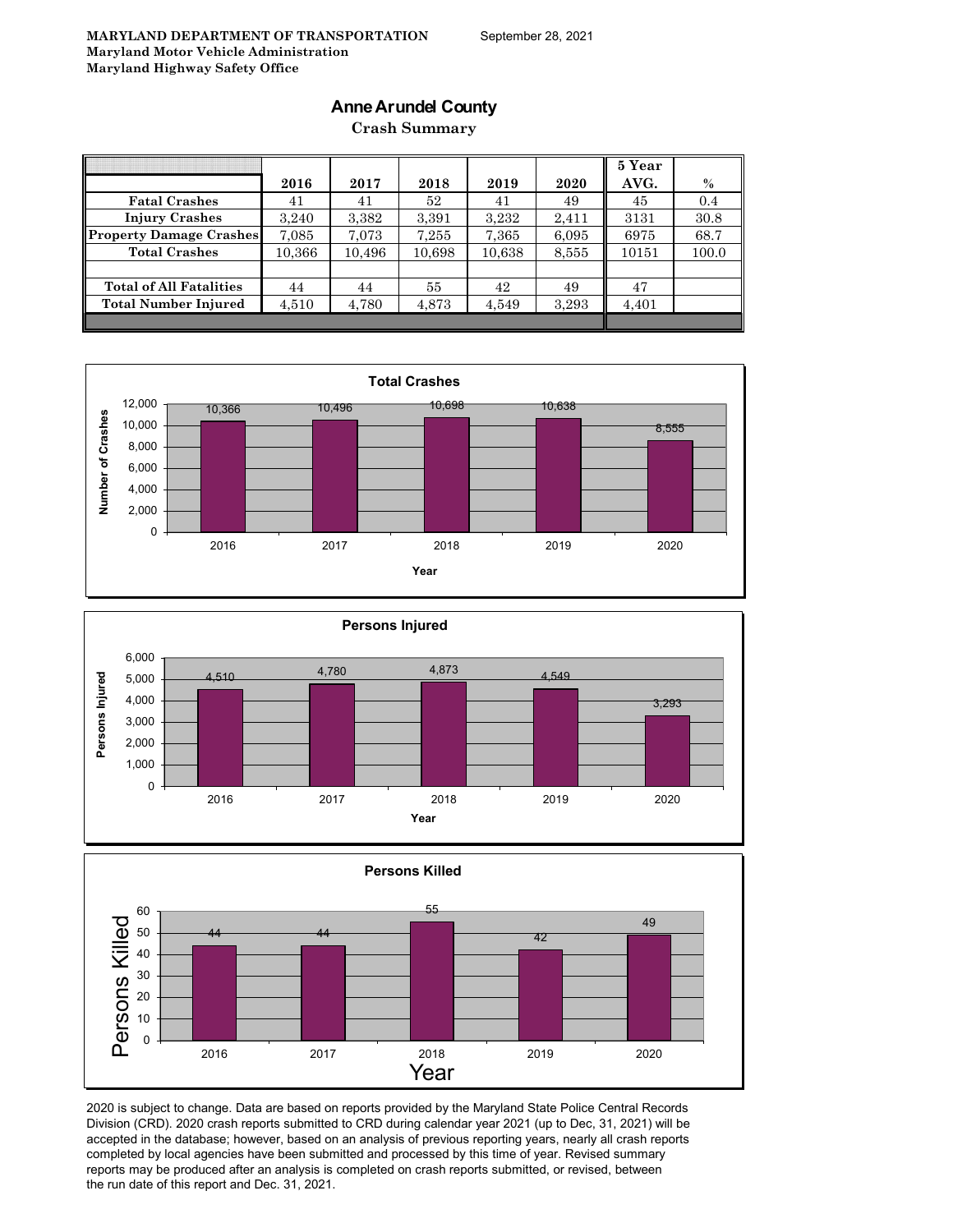**MARYLAND DEPARTMENT OF TRANSPORTATION**
**Maryland Motor Vehicle Administration**
**Maryland Highway Safety Office**

September 28, 2021

# Anne Arundel County

## Crash Summary

| | 2016 | 2017 | 2018 | 2019 | 2020 | 5 Year AVG. | % |
|---|---|---|---|---|---|---|---|
| Fatal Crashes | 41 | 41 | 52 | 41 | 49 | 45 | 0.4 |
| Injury Crashes | 3,240 | 3,382 | 3,391 | 3,232 | 2,411 | 3131 | 30.8 |
| Property Damage Crashes | 7,085 | 7,073 | 7,255 | 7,365 | 6,095 | 6975 | 68.7 |
| Total Crashes | 10,366 | 10,496 | 10,698 | 10,638 | 8,555 | 10151 | 100.0 |
| | | | | | | | |
| Total of All Fatalities | 44 | 44 | 55 | 42 | 49 | 47 | |
| Total Number Injured | 4,510 | 4,780 | 4,873 | 4,549 | 3,293 | 4,401 | |

Total Crashes

Number of Crashes

12,000
10,000
8,000
6,000
4,000
2,000
0

10,366
10,496
10,698
10,638
8,555

2016
2017
2018
2019
2020

Year

Persons Injured

Persons Injured

6,000
5,000
4,000
3,000
2,000
1,000
0

4,510
4,780
4,873
4,549
3,293

2016
2017
2018
2019
2020

Year

Persons Killed

Persons Killed

60
50
40
30
20
10
0

44
44
55
42
49

2016
2017
2018
2019
2020

Year

2020 is subject to change. Data are based on reports provided by the Maryland State Police Central Records Division (CRD). 2020 crash reports submitted to CRD during calendar year 2021 (up to Dec, 31, 2021) will be accepted in the database; however, based on an analysis of previous reporting years, nearly all crash reports completed by local agencies have been submitted and processed by this time of year. Revised summary reports may be produced after an analysis is completed on crash reports submitted, or revised, between the run date of this report and Dec. 31, 2021.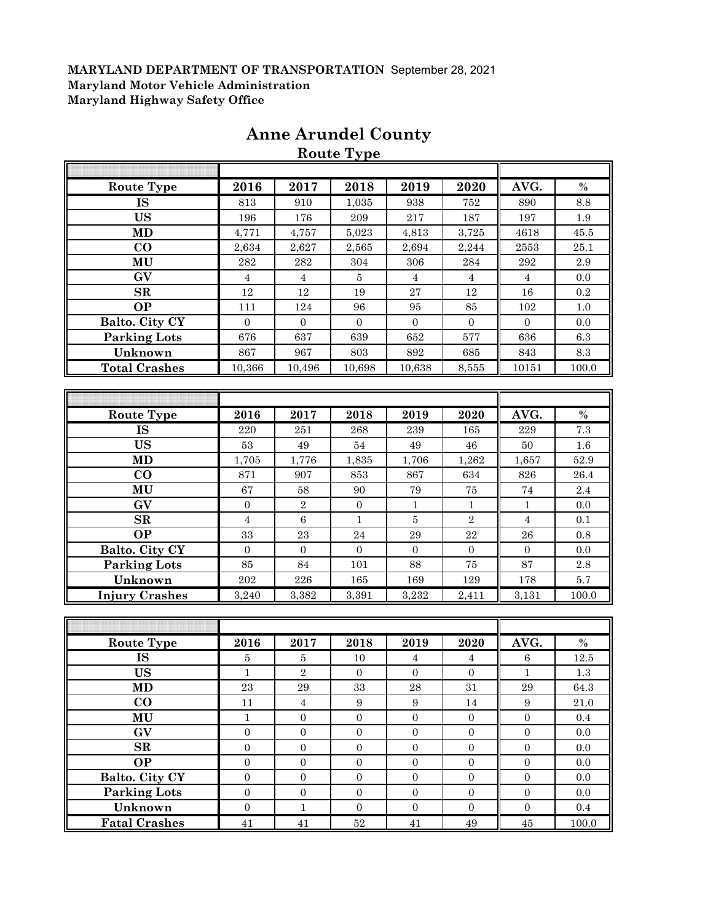**MARYLAND DEPARTMENT OF TRANSPORTATION** September 28, 2021
**Maryland Motor Vehicle Administration**
**Maryland Highway Safety Office**

# Anne Arundel County

## Route Type

| Route Type | 2016 | 2017 | 2018 | 2019 | 2020 | AVG. | % |
|---|---|---|---|---|---|---|---|
| IS | 813 | 910 | 1,035 | 938 | 752 | 890 | 8.8 |
| US | 196 | 176 | 209 | 217 | 187 | 197 | 1.9 |
| MD | 4,771 | 4,757 | 5,023 | 4,813 | 3,725 | 4618 | 45.5 |
| CO | 2,634 | 2,627 | 2,565 | 2,694 | 2,244 | 2553 | 25.1 |
| MU | 282 | 282 | 304 | 306 | 284 | 292 | 2.9 |
| GV | 4 | 4 | 5 | 4 | 4 | 4 | 0.0 |
| SR | 12 | 12 | 19 | 27 | 12 | 16 | 0.2 |
| OP | 111 | 124 | 96 | 95 | 85 | 102 | 1.0 |
| Balto. City CY | 0 | 0 | 0 | 0 | 0 | 0 | 0.0 |
| Parking Lots | 676 | 637 | 639 | 652 | 577 | 636 | 6.3 |
| Unknown | 867 | 967 | 803 | 892 | 685 | 843 | 8.3 |
| Total Crashes | 10,366 | 10,496 | 10,698 | 10,638 | 8,555 | 10151 | 100.0 |

| Route Type | 2016 | 2017 | 2018 | 2019 | 2020 | AVG. | % |
|---|---|---|---|---|---|---|---|
| IS | 220 | 251 | 268 | 239 | 165 | 229 | 7.3 |
| US | 53 | 49 | 54 | 49 | 46 | 50 | 1.6 |
| MD | 1,705 | 1,776 | 1,835 | 1,706 | 1,262 | 1,657 | 52.9 |
| CO | 871 | 907 | 853 | 867 | 634 | 826 | 26.4 |
| MU | 67 | 58 | 90 | 79 | 75 | 74 | 2.4 |
| GV | 0 | 2 | 0 | 1 | 1 | 1 | 0.0 |
| SR | 4 | 6 | 1 | 5 | 2 | 4 | 0.1 |
| OP | 33 | 23 | 24 | 29 | 22 | 26 | 0.8 |
| Balto. City CY | 0 | 0 | 0 | 0 | 0 | 0 | 0.0 |
| Parking Lots | 85 | 84 | 101 | 88 | 75 | 87 | 2.8 |
| Unknown | 202 | 226 | 165 | 169 | 129 | 178 | 5.7 |
| Injury Crashes | 3,240 | 3,382 | 3,391 | 3,232 | 2,411 | 3,131 | 100.0 |

| Route Type | 2016 | 2017 | 2018 | 2019 | 2020 | AVG. | % |
|---|---|---|---|---|---|---|---|
| IS | 5 | 5 | 10 | 4 | 4 | 6 | 12.5 |
| US | 1 | 2 | 0 | 0 | 0 | 1 | 1.3 |
| MD | 23 | 29 | 33 | 28 | 31 | 29 | 64.3 |
| CO | 11 | 4 | 9 | 9 | 14 | 9 | 21.0 |
| MU | 1 | 0 | 0 | 0 | 0 | 0 | 0.4 |
| GV | 0 | 0 | 0 | 0 | 0 | 0 | 0.0 |
| SR | 0 | 0 | 0 | 0 | 0 | 0 | 0.0 |
| OP | 0 | 0 | 0 | 0 | 0 | 0 | 0.0 |
| Balto. City CY | 0 | 0 | 0 | 0 | 0 | 0 | 0.0 |
| Parking Lots | 0 | 0 | 0 | 0 | 0 | 0 | 0.0 |
| Unknown | 0 | 1 | 0 | 0 | 0 | 0 | 0.4 |
| Fatal Crashes | 41 | 41 | 52 | 41 | 49 | 45 | 100.0 |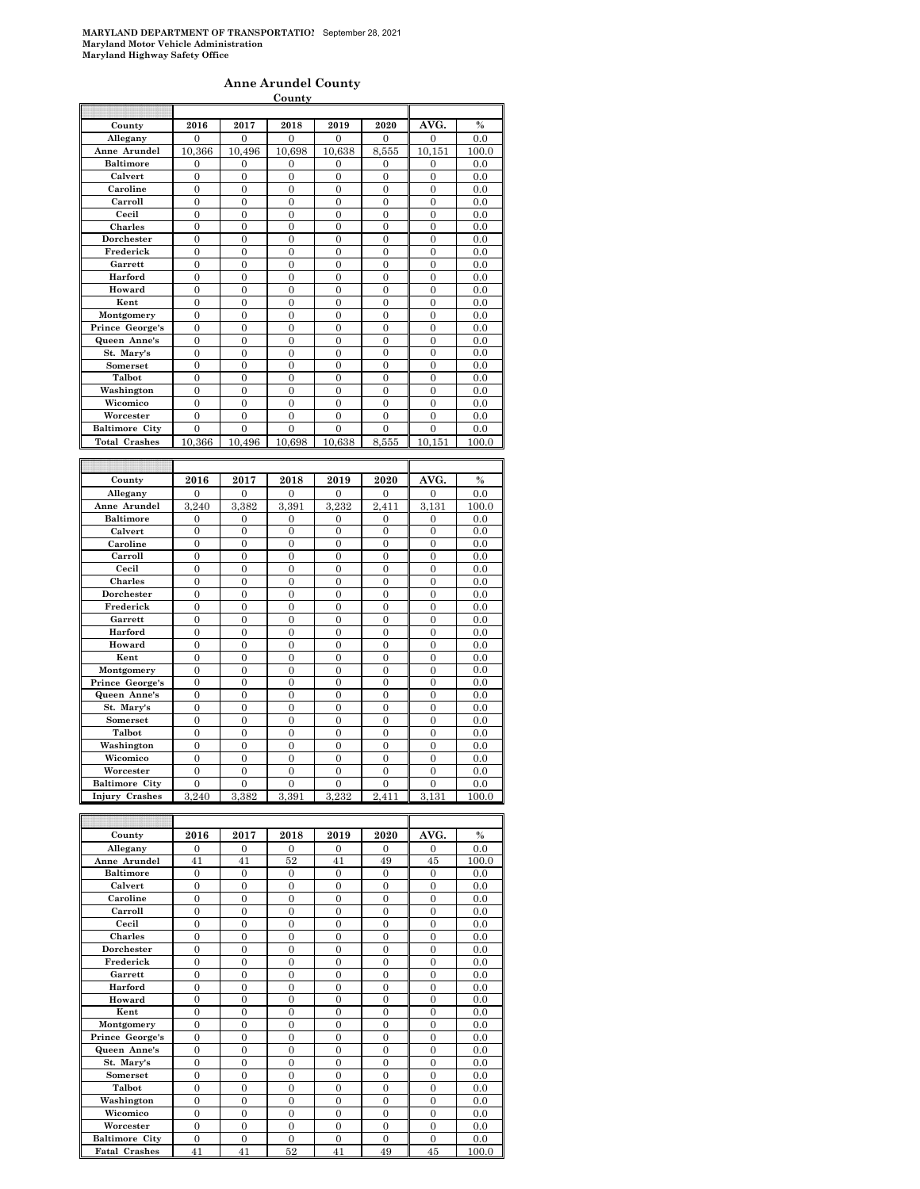**MARYLAND DEPARTMENT OF TRANSPORTATIO!** September 28, 2021
**Maryland Motor Vehicle Administration**
**Maryland Highway Safety Office**

## Anne Arundel County

**County**

| County | 2016 | 2017 | 2018 | 2019 | 2020 | AVG. | % |
|---|---|---|---|---|---|---|---|
| Allegany | 0 | 0 | 0 | 0 | 0 | 0 | 0.0 |
| Anne Arundel | 10,366 | 10,496 | 10,698 | 10,638 | 8,555 | 10,151 | 100.0 |
| Baltimore | 0 | 0 | 0 | 0 | 0 | 0 | 0.0 |
| Calvert | 0 | 0 | 0 | 0 | 0 | 0 | 0.0 |
| Caroline | 0 | 0 | 0 | 0 | 0 | 0 | 0.0 |
| Carroll | 0 | 0 | 0 | 0 | 0 | 0 | 0.0 |
| Cecil | 0 | 0 | 0 | 0 | 0 | 0 | 0.0 |
| Charles | 0 | 0 | 0 | 0 | 0 | 0 | 0.0 |
| Dorchester | 0 | 0 | 0 | 0 | 0 | 0 | 0.0 |
| Frederick | 0 | 0 | 0 | 0 | 0 | 0 | 0.0 |
| Garrett | 0 | 0 | 0 | 0 | 0 | 0 | 0.0 |
| Harford | 0 | 0 | 0 | 0 | 0 | 0 | 0.0 |
| Howard | 0 | 0 | 0 | 0 | 0 | 0 | 0.0 |
| Kent | 0 | 0 | 0 | 0 | 0 | 0 | 0.0 |
| Montgomery | 0 | 0 | 0 | 0 | 0 | 0 | 0.0 |
| Prince George's | 0 | 0 | 0 | 0 | 0 | 0 | 0.0 |
| Queen Anne's | 0 | 0 | 0 | 0 | 0 | 0 | 0.0 |
| St. Mary's | 0 | 0 | 0 | 0 | 0 | 0 | 0.0 |
| Somerset | 0 | 0 | 0 | 0 | 0 | 0 | 0.0 |
| Talbot | 0 | 0 | 0 | 0 | 0 | 0 | 0.0 |
| Washington | 0 | 0 | 0 | 0 | 0 | 0 | 0.0 |
| Wicomico | 0 | 0 | 0 | 0 | 0 | 0 | 0.0 |
| Worcester | 0 | 0 | 0 | 0 | 0 | 0 | 0.0 |
| Baltimore City | 0 | 0 | 0 | 0 | 0 | 0 | 0.0 |
| Total Crashes | 10,366 | 10,496 | 10,698 | 10,638 | 8,555 | 10,151 | 100.0 |

| County | 2016 | 2017 | 2018 | 2019 | 2020 | AVG. | % |
|---|---|---|---|---|---|---|---|
| Allegany | 0 | 0 | 0 | 0 | 0 | 0 | 0.0 |
| Anne Arundel | 3,240 | 3,382 | 3,391 | 3,232 | 2,411 | 3,131 | 100.0 |
| Baltimore | 0 | 0 | 0 | 0 | 0 | 0 | 0.0 |
| Calvert | 0 | 0 | 0 | 0 | 0 | 0 | 0.0 |
| Caroline | 0 | 0 | 0 | 0 | 0 | 0 | 0.0 |
| Carroll | 0 | 0 | 0 | 0 | 0 | 0 | 0.0 |
| Cecil | 0 | 0 | 0 | 0 | 0 | 0 | 0.0 |
| Charles | 0 | 0 | 0 | 0 | 0 | 0 | 0.0 |
| Dorchester | 0 | 0 | 0 | 0 | 0 | 0 | 0.0 |
| Frederick | 0 | 0 | 0 | 0 | 0 | 0 | 0.0 |
| Garrett | 0 | 0 | 0 | 0 | 0 | 0 | 0.0 |
| Harford | 0 | 0 | 0 | 0 | 0 | 0 | 0.0 |
| Howard | 0 | 0 | 0 | 0 | 0 | 0 | 0.0 |
| Kent | 0 | 0 | 0 | 0 | 0 | 0 | 0.0 |
| Montgomery | 0 | 0 | 0 | 0 | 0 | 0 | 0.0 |
| Prince George's | 0 | 0 | 0 | 0 | 0 | 0 | 0.0 |
| Queen Anne's | 0 | 0 | 0 | 0 | 0 | 0 | 0.0 |
| St. Mary's | 0 | 0 | 0 | 0 | 0 | 0 | 0.0 |
| Somerset | 0 | 0 | 0 | 0 | 0 | 0 | 0.0 |
| Talbot | 0 | 0 | 0 | 0 | 0 | 0 | 0.0 |
| Washington | 0 | 0 | 0 | 0 | 0 | 0 | 0.0 |
| Wicomico | 0 | 0 | 0 | 0 | 0 | 0 | 0.0 |
| Worcester | 0 | 0 | 0 | 0 | 0 | 0 | 0.0 |
| Baltimore City | 0 | 0 | 0 | 0 | 0 | 0 | 0.0 |
| Injury Crashes | 3,240 | 3,382 | 3,391 | 3,232 | 2,411 | 3,131 | 100.0 |

| County | 2016 | 2017 | 2018 | 2019 | 2020 | AVG. | % |
|---|---|---|---|---|---|---|---|
| Allegany | 0 | 0 | 0 | 0 | 0 | 0 | 0.0 |
| Anne Arundel | 41 | 41 | 52 | 41 | 49 | 45 | 100.0 |
| Baltimore | 0 | 0 | 0 | 0 | 0 | 0 | 0.0 |
| Calvert | 0 | 0 | 0 | 0 | 0 | 0 | 0.0 |
| Caroline | 0 | 0 | 0 | 0 | 0 | 0 | 0.0 |
| Carroll | 0 | 0 | 0 | 0 | 0 | 0 | 0.0 |
| Cecil | 0 | 0 | 0 | 0 | 0 | 0 | 0.0 |
| Charles | 0 | 0 | 0 | 0 | 0 | 0 | 0.0 |
| Dorchester | 0 | 0 | 0 | 0 | 0 | 0 | 0.0 |
| Frederick | 0 | 0 | 0 | 0 | 0 | 0 | 0.0 |
| Garrett | 0 | 0 | 0 | 0 | 0 | 0 | 0.0 |
| Harford | 0 | 0 | 0 | 0 | 0 | 0 | 0.0 |
| Howard | 0 | 0 | 0 | 0 | 0 | 0 | 0.0 |
| Kent | 0 | 0 | 0 | 0 | 0 | 0 | 0.0 |
| Montgomery | 0 | 0 | 0 | 0 | 0 | 0 | 0.0 |
| Prince George's | 0 | 0 | 0 | 0 | 0 | 0 | 0.0 |
| Queen Anne's | 0 | 0 | 0 | 0 | 0 | 0 | 0.0 |
| St. Mary's | 0 | 0 | 0 | 0 | 0 | 0 | 0.0 |
| Somerset | 0 | 0 | 0 | 0 | 0 | 0 | 0.0 |
| Talbot | 0 | 0 | 0 | 0 | 0 | 0 | 0.0 |
| Washington | 0 | 0 | 0 | 0 | 0 | 0 | 0.0 |
| Wicomico | 0 | 0 | 0 | 0 | 0 | 0 | 0.0 |
| Worcester | 0 | 0 | 0 | 0 | 0 | 0 | 0.0 |
| Baltimore City | 0 | 0 | 0 | 0 | 0 | 0 | 0.0 |
| Fatal Crashes | 41 | 41 | 52 | 41 | 49 | 45 | 100.0 |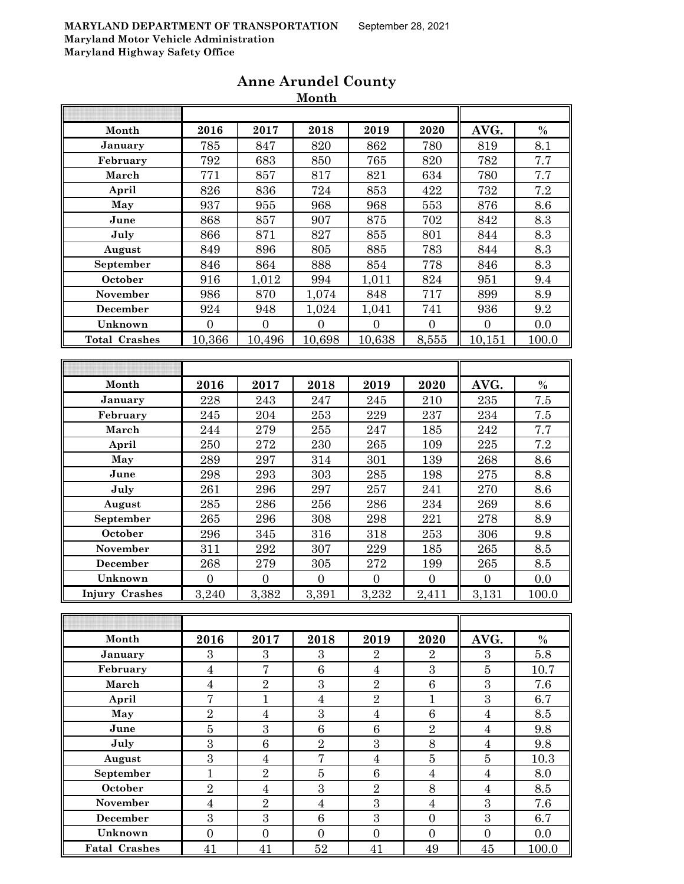**MARYLAND DEPARTMENT OF TRANSPORTATION** September 28, 2021
**Maryland Motor Vehicle Administration**
**Maryland Highway Safety Office**

# Anne Arundel County

## Month

| Month | 2016 | 2017 | 2018 | 2019 | 2020 | AVG. | % |
|---|---|---|---|---|---|---|---|
| January | 785 | 847 | 820 | 862 | 780 | 819 | 8.1 |
| February | 792 | 683 | 850 | 765 | 820 | 782 | 7.7 |
| March | 771 | 857 | 817 | 821 | 634 | 780 | 7.7 |
| April | 826 | 836 | 724 | 853 | 422 | 732 | 7.2 |
| May | 937 | 955 | 968 | 968 | 553 | 876 | 8.6 |
| June | 868 | 857 | 907 | 875 | 702 | 842 | 8.3 |
| July | 866 | 871 | 827 | 855 | 801 | 844 | 8.3 |
| August | 849 | 896 | 805 | 885 | 783 | 844 | 8.3 |
| September | 846 | 864 | 888 | 854 | 778 | 846 | 8.3 |
| October | 916 | 1,012 | 994 | 1,011 | 824 | 951 | 9.4 |
| November | 986 | 870 | 1,074 | 848 | 717 | 899 | 8.9 |
| December | 924 | 948 | 1,024 | 1,041 | 741 | 936 | 9.2 |
| Unknown | 0 | 0 | 0 | 0 | 0 | 0 | 0.0 |
| Total Crashes | 10,366 | 10,496 | 10,698 | 10,638 | 8,555 | 10,151 | 100.0 |

| Month | 2016 | 2017 | 2018 | 2019 | 2020 | AVG. | % |
|---|---|---|---|---|---|---|---|
| January | 228 | 243 | 247 | 245 | 210 | 235 | 7.5 |
| February | 245 | 204 | 253 | 229 | 237 | 234 | 7.5 |
| March | 244 | 279 | 255 | 247 | 185 | 242 | 7.7 |
| April | 250 | 272 | 230 | 265 | 109 | 225 | 7.2 |
| May | 289 | 297 | 314 | 301 | 139 | 268 | 8.6 |
| June | 298 | 293 | 303 | 285 | 198 | 275 | 8.8 |
| July | 261 | 296 | 297 | 257 | 241 | 270 | 8.6 |
| August | 285 | 286 | 256 | 286 | 234 | 269 | 8.6 |
| September | 265 | 296 | 308 | 298 | 221 | 278 | 8.9 |
| October | 296 | 345 | 316 | 318 | 253 | 306 | 9.8 |
| November | 311 | 292 | 307 | 229 | 185 | 265 | 8.5 |
| December | 268 | 279 | 305 | 272 | 199 | 265 | 8.5 |
| Unknown | 0 | 0 | 0 | 0 | 0 | 0 | 0.0 |
| Injury Crashes | 3,240 | 3,382 | 3,391 | 3,232 | 2,411 | 3,131 | 100.0 |

| Month | 2016 | 2017 | 2018 | 2019 | 2020 | AVG. | % |
|---|---|---|---|---|---|---|---|
| January | 3 | 3 | 3 | 2 | 2 | 3 | 5.8 |
| February | 4 | 7 | 6 | 4 | 3 | 5 | 10.7 |
| March | 4 | 2 | 3 | 2 | 6 | 3 | 7.6 |
| April | 7 | 1 | 4 | 2 | 1 | 3 | 6.7 |
| May | 2 | 4 | 3 | 4 | 6 | 4 | 8.5 |
| June | 5 | 3 | 6 | 6 | 2 | 4 | 9.8 |
| July | 3 | 6 | 2 | 3 | 8 | 4 | 9.8 |
| August | 3 | 4 | 7 | 4 | 5 | 5 | 10.3 |
| September | 1 | 2 | 5 | 6 | 4 | 4 | 8.0 |
| October | 2 | 4 | 3 | 2 | 8 | 4 | 8.5 |
| November | 4 | 2 | 4 | 3 | 4 | 3 | 7.6 |
| December | 3 | 3 | 6 | 3 | 0 | 3 | 6.7 |
| Unknown | 0 | 0 | 0 | 0 | 0 | 0 | 0.0 |
| Fatal Crashes | 41 | 41 | 52 | 41 | 49 | 45 | 100.0 |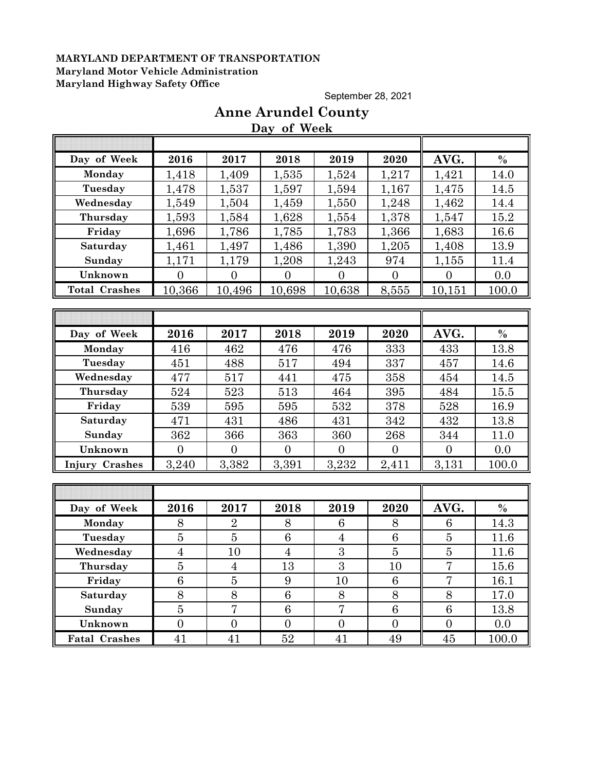**MARYLAND DEPARTMENT OF TRANSPORTATION**
**Maryland Motor Vehicle Administration**
**Maryland Highway Safety Office**

September 28, 2021

# Anne Arundel County

## Day of Week

| Day of Week | 2016 | 2017 | 2018 | 2019 | 2020 | AVG. | % |
|---|---|---|---|---|---|---|---|
| Monday | 1,418 | 1,409 | 1,535 | 1,524 | 1,217 | 1,421 | 14.0 |
| Tuesday | 1,478 | 1,537 | 1,597 | 1,594 | 1,167 | 1,475 | 14.5 |
| Wednesday | 1,549 | 1,504 | 1,459 | 1,550 | 1,248 | 1,462 | 14.4 |
| Thursday | 1,593 | 1,584 | 1,628 | 1,554 | 1,378 | 1,547 | 15.2 |
| Friday | 1,696 | 1,786 | 1,785 | 1,783 | 1,366 | 1,683 | 16.6 |
| Saturday | 1,461 | 1,497 | 1,486 | 1,390 | 1,205 | 1,408 | 13.9 |
| Sunday | 1,171 | 1,179 | 1,208 | 1,243 | 974 | 1,155 | 11.4 |
| Unknown | 0 | 0 | 0 | 0 | 0 | 0 | 0.0 |
| **Total Crashes** | 10,366 | 10,496 | 10,698 | 10,638 | 8,555 | 10,151 | 100.0 |

| Day of Week | 2016 | 2017 | 2018 | 2019 | 2020 | AVG. | % |
|---|---|---|---|---|---|---|---|
| Monday | 416 | 462 | 476 | 476 | 333 | 433 | 13.8 |
| Tuesday | 451 | 488 | 517 | 494 | 337 | 457 | 14.6 |
| Wednesday | 477 | 517 | 441 | 475 | 358 | 454 | 14.5 |
| Thursday | 524 | 523 | 513 | 464 | 395 | 484 | 15.5 |
| Friday | 539 | 595 | 595 | 532 | 378 | 528 | 16.9 |
| Saturday | 471 | 431 | 486 | 431 | 342 | 432 | 13.8 |
| Sunday | 362 | 366 | 363 | 360 | 268 | 344 | 11.0 |
| Unknown | 0 | 0 | 0 | 0 | 0 | 0 | 0.0 |
| **Injury Crashes** | 3,240 | 3,382 | 3,391 | 3,232 | 2,411 | 3,131 | 100.0 |

| Day of Week | 2016 | 2017 | 2018 | 2019 | 2020 | AVG. | % |
|---|---|---|---|---|---|---|---|
| Monday | 8 | 2 | 8 | 6 | 8 | 6 | 14.3 |
| Tuesday | 5 | 5 | 6 | 4 | 6 | 5 | 11.6 |
| Wednesday | 4 | 10 | 4 | 3 | 5 | 5 | 11.6 |
| Thursday | 5 | 4 | 13 | 3 | 10 | 7 | 15.6 |
| Friday | 6 | 5 | 9 | 10 | 6 | 7 | 16.1 |
| Saturday | 8 | 8 | 6 | 8 | 8 | 8 | 17.0 |
| Sunday | 5 | 7 | 6 | 7 | 6 | 6 | 13.8 |
| Unknown | 0 | 0 | 0 | 0 | 0 | 0 | 0.0 |
| **Fatal Crashes** | 41 | 41 | 52 | 41 | 49 | 45 | 100.0 |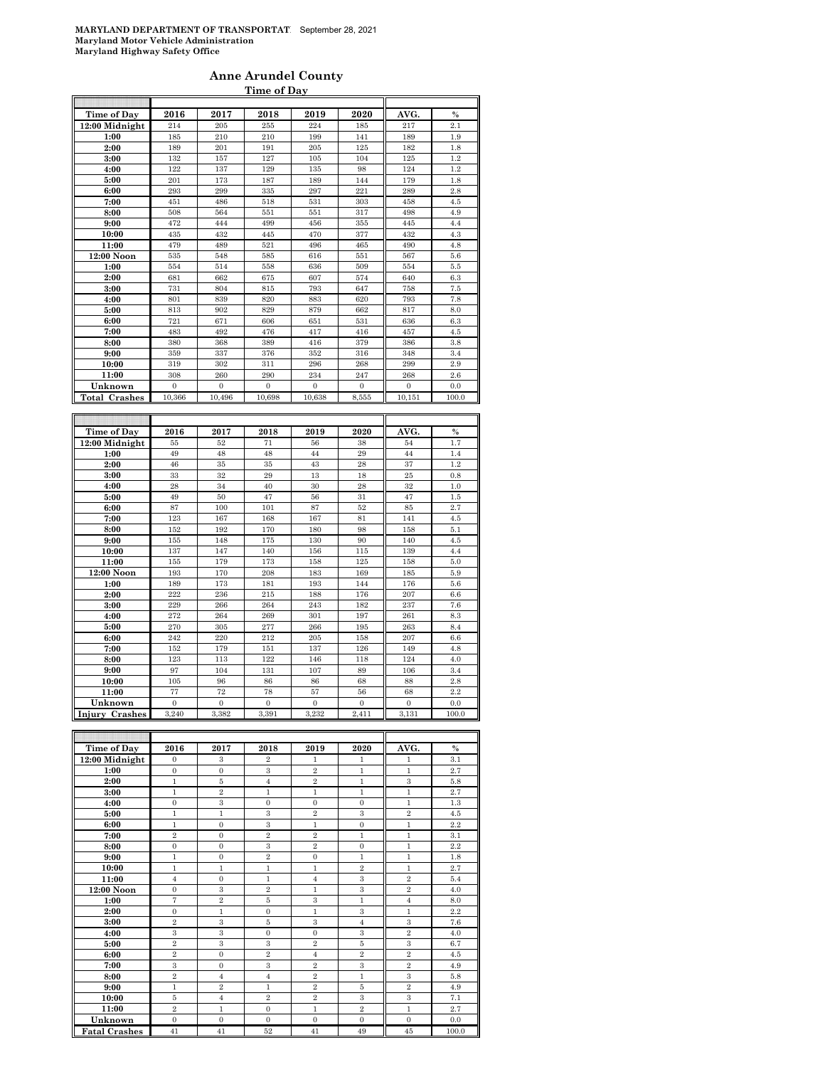**MARYLAND DEPARTMENT OF TRANSPORTAT** September 28, 2021
**Maryland Motor Vehicle Administration**
**Maryland Highway Safety Office**

## Anne Arundel County

### Time of Day

| Time of Day | 2016 | 2017 | 2018 | 2019 | 2020 | AVG. | % |
|---|---|---|---|---|---|---|---|
| 12:00 Midnight | 214 | 205 | 255 | 224 | 185 | 217 | 2.1 |
| 1:00 | 185 | 210 | 210 | 199 | 141 | 189 | 1.9 |
| 2:00 | 189 | 201 | 191 | 205 | 125 | 182 | 1.8 |
| 3:00 | 132 | 157 | 127 | 105 | 104 | 125 | 1.2 |
| 4:00 | 122 | 137 | 129 | 135 | 98 | 124 | 1.2 |
| 5:00 | 201 | 173 | 187 | 189 | 144 | 179 | 1.8 |
| 6:00 | 293 | 299 | 335 | 297 | 221 | 289 | 2.8 |
| 7:00 | 451 | 486 | 518 | 531 | 303 | 458 | 4.5 |
| 8:00 | 508 | 564 | 551 | 551 | 317 | 498 | 4.9 |
| 9:00 | 472 | 444 | 499 | 456 | 355 | 445 | 4.4 |
| 10:00 | 435 | 432 | 445 | 470 | 377 | 432 | 4.3 |
| 11:00 | 479 | 489 | 521 | 496 | 465 | 490 | 4.8 |
| 12:00 Noon | 535 | 548 | 585 | 616 | 551 | 567 | 5.6 |
| 1:00 | 554 | 514 | 558 | 636 | 509 | 554 | 5.5 |
| 2:00 | 681 | 662 | 675 | 607 | 574 | 640 | 6.3 |
| 3:00 | 731 | 804 | 815 | 793 | 647 | 758 | 7.5 |
| 4:00 | 801 | 839 | 820 | 883 | 620 | 793 | 7.8 |
| 5:00 | 813 | 902 | 829 | 879 | 662 | 817 | 8.0 |
| 6:00 | 721 | 671 | 606 | 651 | 531 | 636 | 6.3 |
| 7:00 | 483 | 492 | 476 | 417 | 416 | 457 | 4.5 |
| 8:00 | 380 | 368 | 389 | 416 | 379 | 386 | 3.8 |
| 9:00 | 359 | 337 | 376 | 352 | 316 | 348 | 3.4 |
| 10:00 | 319 | 302 | 311 | 296 | 268 | 299 | 2.9 |
| 11:00 | 308 | 260 | 290 | 234 | 247 | 268 | 2.6 |
| Unknown | 0 | 0 | 0 | 0 | 0 | 0 | 0.0 |
| **Total Crashes** | 10,366 | 10,496 | 10,698 | 10,638 | 8,555 | 10,151 | 100.0 |

| Time of Day | 2016 | 2017 | 2018 | 2019 | 2020 | AVG. | % |
|---|---|---|---|---|---|---|---|
| 12:00 Midnight | 55 | 52 | 71 | 56 | 38 | 54 | 1.7 |
| 1:00 | 49 | 48 | 48 | 44 | 29 | 44 | 1.4 |
| 2:00 | 46 | 35 | 35 | 43 | 28 | 37 | 1.2 |
| 3:00 | 33 | 32 | 29 | 13 | 18 | 25 | 0.8 |
| 4:00 | 28 | 34 | 40 | 30 | 28 | 32 | 1.0 |
| 5:00 | 49 | 50 | 47 | 56 | 31 | 47 | 1.5 |
| 6:00 | 87 | 100 | 101 | 87 | 52 | 85 | 2.7 |
| 7:00 | 123 | 167 | 168 | 167 | 81 | 141 | 4.5 |
| 8:00 | 152 | 192 | 170 | 180 | 98 | 158 | 5.1 |
| 9:00 | 155 | 148 | 175 | 130 | 90 | 140 | 4.5 |
| 10:00 | 137 | 147 | 140 | 156 | 115 | 139 | 4.4 |
| 11:00 | 155 | 179 | 173 | 158 | 125 | 158 | 5.0 |
| 12:00 Noon | 193 | 170 | 208 | 183 | 169 | 185 | 5.9 |
| 1:00 | 189 | 173 | 181 | 193 | 144 | 176 | 5.6 |
| 2:00 | 222 | 236 | 215 | 188 | 176 | 207 | 6.6 |
| 3:00 | 229 | 266 | 264 | 243 | 182 | 237 | 7.6 |
| 4:00 | 272 | 264 | 269 | 301 | 197 | 261 | 8.3 |
| 5:00 | 270 | 305 | 277 | 266 | 195 | 263 | 8.4 |
| 6:00 | 242 | 220 | 212 | 205 | 158 | 207 | 6.6 |
| 7:00 | 152 | 179 | 151 | 137 | 126 | 149 | 4.8 |
| 8:00 | 123 | 113 | 122 | 146 | 118 | 124 | 4.0 |
| 9:00 | 97 | 104 | 131 | 107 | 89 | 106 | 3.4 |
| 10:00 | 105 | 96 | 86 | 86 | 68 | 88 | 2.8 |
| 11:00 | 77 | 72 | 78 | 57 | 56 | 68 | 2.2 |
| Unknown | 0 | 0 | 0 | 0 | 0 | 0 | 0.0 |
| **Injury Crashes** | 3,240 | 3,382 | 3,391 | 3,232 | 2,411 | 3,131 | 100.0 |

| Time of Day | 2016 | 2017 | 2018 | 2019 | 2020 | AVG. | % |
|---|---|---|---|---|---|---|---|
| 12:00 Midnight | 0 | 3 | 2 | 1 | 1 | 1 | 3.1 |
| 1:00 | 0 | 0 | 3 | 2 | 1 | 1 | 2.7 |
| 2:00 | 1 | 5 | 4 | 2 | 1 | 3 | 5.8 |
| 3:00 | 1 | 2 | 1 | 1 | 1 | 1 | 2.7 |
| 4:00 | 0 | 3 | 0 | 0 | 0 | 1 | 1.3 |
| 5:00 | 1 | 1 | 3 | 2 | 3 | 2 | 4.5 |
| 6:00 | 1 | 0 | 3 | 1 | 0 | 1 | 2.2 |
| 7:00 | 2 | 0 | 2 | 2 | 1 | 1 | 3.1 |
| 8:00 | 0 | 0 | 3 | 2 | 0 | 1 | 2.2 |
| 9:00 | 1 | 0 | 2 | 0 | 1 | 1 | 1.8 |
| 10:00 | 1 | 1 | 1 | 1 | 2 | 1 | 2.7 |
| 11:00 | 4 | 0 | 1 | 4 | 3 | 2 | 5.4 |
| 12:00 Noon | 0 | 3 | 2 | 1 | 3 | 2 | 4.0 |
| 1:00 | 7 | 2 | 5 | 3 | 1 | 4 | 8.0 |
| 2:00 | 0 | 1 | 0 | 1 | 3 | 1 | 2.2 |
| 3:00 | 2 | 3 | 5 | 3 | 4 | 3 | 7.6 |
| 4:00 | 3 | 3 | 0 | 0 | 3 | 2 | 4.0 |
| 5:00 | 2 | 3 | 3 | 2 | 5 | 3 | 6.7 |
| 6:00 | 2 | 0 | 2 | 4 | 2 | 2 | 4.5 |
| 7:00 | 3 | 0 | 3 | 2 | 3 | 2 | 4.9 |
| 8:00 | 2 | 4 | 4 | 2 | 1 | 3 | 5.8 |
| 9:00 | 1 | 2 | 1 | 2 | 5 | 2 | 4.9 |
| 10:00 | 5 | 4 | 2 | 2 | 3 | 3 | 7.1 |
| 11:00 | 2 | 1 | 0 | 1 | 2 | 1 | 2.7 |
| Unknown | 0 | 0 | 0 | 0 | 0 | 0 | 0.0 |
| **Fatal Crashes** | 41 | 41 | 52 | 41 | 49 | 45 | 100.0 |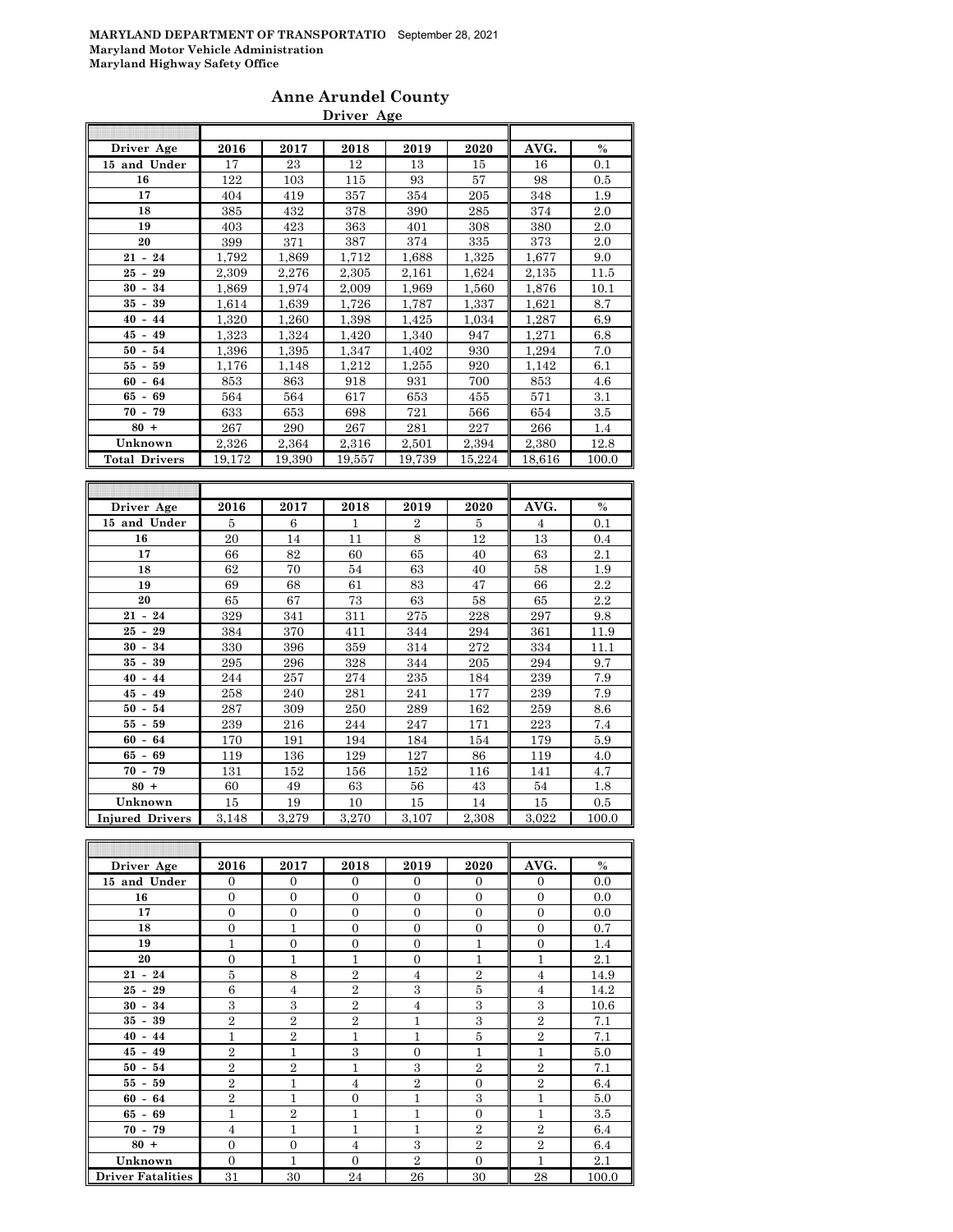**MARYLAND DEPARTMENT OF TRANSPORTATIO** September 28, 2021
**Maryland Motor Vehicle Administration**
**Maryland Highway Safety Office**

## Anne Arundel County

### Driver Age

| Driver Age | 2016 | 2017 | 2018 | 2019 | 2020 | AVG. | % |
|---|---|---|---|---|---|---|---|
| 15 and Under | 17 | 23 | 12 | 13 | 15 | 16 | 0.1 |
| 16 | 122 | 103 | 115 | 93 | 57 | 98 | 0.5 |
| 17 | 404 | 419 | 357 | 354 | 205 | 348 | 1.9 |
| 18 | 385 | 432 | 378 | 390 | 285 | 374 | 2.0 |
| 19 | 403 | 423 | 363 | 401 | 308 | 380 | 2.0 |
| 20 | 399 | 371 | 387 | 374 | 335 | 373 | 2.0 |
| 21 - 24 | 1,792 | 1,869 | 1,712 | 1,688 | 1,325 | 1,677 | 9.0 |
| 25 - 29 | 2,309 | 2,276 | 2,305 | 2,161 | 1,624 | 2,135 | 11.5 |
| 30 - 34 | 1,869 | 1,974 | 2,009 | 1,969 | 1,560 | 1,876 | 10.1 |
| 35 - 39 | 1,614 | 1,639 | 1,726 | 1,787 | 1,337 | 1,621 | 8.7 |
| 40 - 44 | 1,320 | 1,260 | 1,398 | 1,425 | 1,034 | 1,287 | 6.9 |
| 45 - 49 | 1,323 | 1,324 | 1,420 | 1,340 | 947 | 1,271 | 6.8 |
| 50 - 54 | 1,396 | 1,395 | 1,347 | 1,402 | 930 | 1,294 | 7.0 |
| 55 - 59 | 1,176 | 1,148 | 1,212 | 1,255 | 920 | 1,142 | 6.1 |
| 60 - 64 | 853 | 863 | 918 | 931 | 700 | 853 | 4.6 |
| 65 - 69 | 564 | 564 | 617 | 653 | 455 | 571 | 3.1 |
| 70 - 79 | 633 | 653 | 698 | 721 | 566 | 654 | 3.5 |
| 80 + | 267 | 290 | 267 | 281 | 227 | 266 | 1.4 |
| Unknown | 2,326 | 2,364 | 2,316 | 2,501 | 2,394 | 2,380 | 12.8 |
| Total Drivers | 19,172 | 19,390 | 19,557 | 19,739 | 15,224 | 18,616 | 100.0 |

| Driver Age | 2016 | 2017 | 2018 | 2019 | 2020 | AVG. | % |
|---|---|---|---|---|---|---|---|
| 15 and Under | 5 | 6 | 1 | 2 | 5 | 4 | 0.1 |
| 16 | 20 | 14 | 11 | 8 | 12 | 13 | 0.4 |
| 17 | 66 | 82 | 60 | 65 | 40 | 63 | 2.1 |
| 18 | 62 | 70 | 54 | 63 | 40 | 58 | 1.9 |
| 19 | 69 | 68 | 61 | 83 | 47 | 66 | 2.2 |
| 20 | 65 | 67 | 73 | 63 | 58 | 65 | 2.2 |
| 21 - 24 | 329 | 341 | 311 | 275 | 228 | 297 | 9.8 |
| 25 - 29 | 384 | 370 | 411 | 344 | 294 | 361 | 11.9 |
| 30 - 34 | 330 | 396 | 359 | 314 | 272 | 334 | 11.1 |
| 35 - 39 | 295 | 296 | 328 | 344 | 205 | 294 | 9.7 |
| 40 - 44 | 244 | 257 | 274 | 235 | 184 | 239 | 7.9 |
| 45 - 49 | 258 | 240 | 281 | 241 | 177 | 239 | 7.9 |
| 50 - 54 | 287 | 309 | 250 | 289 | 162 | 259 | 8.6 |
| 55 - 59 | 239 | 216 | 244 | 247 | 171 | 223 | 7.4 |
| 60 - 64 | 170 | 191 | 194 | 184 | 154 | 179 | 5.9 |
| 65 - 69 | 119 | 136 | 129 | 127 | 86 | 119 | 4.0 |
| 70 - 79 | 131 | 152 | 156 | 152 | 116 | 141 | 4.7 |
| 80 + | 60 | 49 | 63 | 56 | 43 | 54 | 1.8 |
| Unknown | 15 | 19 | 10 | 15 | 14 | 15 | 0.5 |
| Injured Drivers | 3,148 | 3,279 | 3,270 | 3,107 | 2,308 | 3,022 | 100.0 |

| Driver Age | 2016 | 2017 | 2018 | 2019 | 2020 | AVG. | % |
|---|---|---|---|---|---|---|---|
| 15 and Under | 0 | 0 | 0 | 0 | 0 | 0 | 0.0 |
| 16 | 0 | 0 | 0 | 0 | 0 | 0 | 0.0 |
| 17 | 0 | 0 | 0 | 0 | 0 | 0 | 0.0 |
| 18 | 0 | 1 | 0 | 0 | 0 | 0 | 0.7 |
| 19 | 1 | 0 | 0 | 0 | 1 | 0 | 1.4 |
| 20 | 0 | 1 | 1 | 0 | 1 | 1 | 2.1 |
| 21 - 24 | 5 | 8 | 2 | 4 | 2 | 4 | 14.9 |
| 25 - 29 | 6 | 4 | 2 | 3 | 5 | 4 | 14.2 |
| 30 - 34 | 3 | 3 | 2 | 4 | 3 | 3 | 10.6 |
| 35 - 39 | 2 | 2 | 2 | 1 | 3 | 2 | 7.1 |
| 40 - 44 | 1 | 2 | 1 | 1 | 5 | 2 | 7.1 |
| 45 - 49 | 2 | 1 | 3 | 0 | 1 | 1 | 5.0 |
| 50 - 54 | 2 | 2 | 1 | 3 | 2 | 2 | 7.1 |
| 55 - 59 | 2 | 1 | 4 | 2 | 0 | 2 | 6.4 |
| 60 - 64 | 2 | 1 | 0 | 1 | 3 | 1 | 5.0 |
| 65 - 69 | 1 | 2 | 1 | 1 | 0 | 1 | 3.5 |
| 70 - 79 | 4 | 1 | 1 | 1 | 2 | 2 | 6.4 |
| 80 + | 0 | 0 | 4 | 3 | 2 | 2 | 6.4 |
| Unknown | 0 | 1 | 0 | 2 | 0 | 1 | 2.1 |
| Driver Fatalities | 31 | 30 | 24 | 26 | 30 | 28 | 100.0 |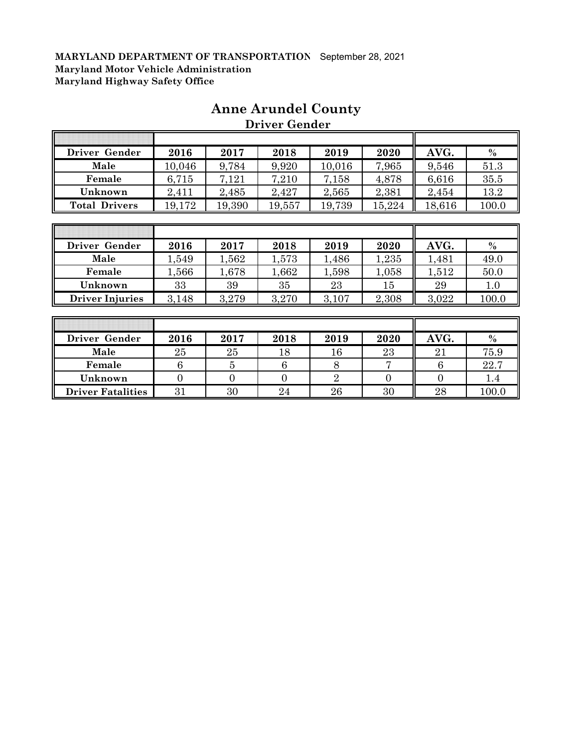**MARYLAND DEPARTMENT OF TRANSPORTATION** September 28, 2021
**Maryland Motor Vehicle Administration**
**Maryland Highway Safety Office**

# Anne Arundel County

## Driver Gender

| Driver Gender | 2016 | 2017 | 2018 | 2019 | 2020 | AVG. | % |
|---|---|---|---|---|---|---|---|
| **Male** | 10,046 | 9,784 | 9,920 | 10,016 | 7,965 | 9,546 | 51.3 |
| **Female** | 6,715 | 7,121 | 7,210 | 7,158 | 4,878 | 6,616 | 35.5 |
| **Unknown** | 2,411 | 2,485 | 2,427 | 2,565 | 2,381 | 2,454 | 13.2 |
| **Total Drivers** | 19,172 | 19,390 | 19,557 | 19,739 | 15,224 | 18,616 | 100.0 |

| Driver Gender | 2016 | 2017 | 2018 | 2019 | 2020 | AVG. | % |
|---|---|---|---|---|---|---|---|
| **Male** | 1,549 | 1,562 | 1,573 | 1,486 | 1,235 | 1,481 | 49.0 |
| **Female** | 1,566 | 1,678 | 1,662 | 1,598 | 1,058 | 1,512 | 50.0 |
| **Unknown** | 33 | 39 | 35 | 23 | 15 | 29 | 1.0 |
| **Driver Injuries** | 3,148 | 3,279 | 3,270 | 3,107 | 2,308 | 3,022 | 100.0 |

| Driver Gender | 2016 | 2017 | 2018 | 2019 | 2020 | AVG. | % |
|---|---|---|---|---|---|---|---|
| **Male** | 25 | 25 | 18 | 16 | 23 | 21 | 75.9 |
| **Female** | 6 | 5 | 6 | 8 | 7 | 6 | 22.7 |
| **Unknown** | 0 | 0 | 0 | 2 | 0 | 0 | 1.4 |
| **Driver Fatalities** | 31 | 30 | 24 | 26 | 30 | 28 | 100.0 |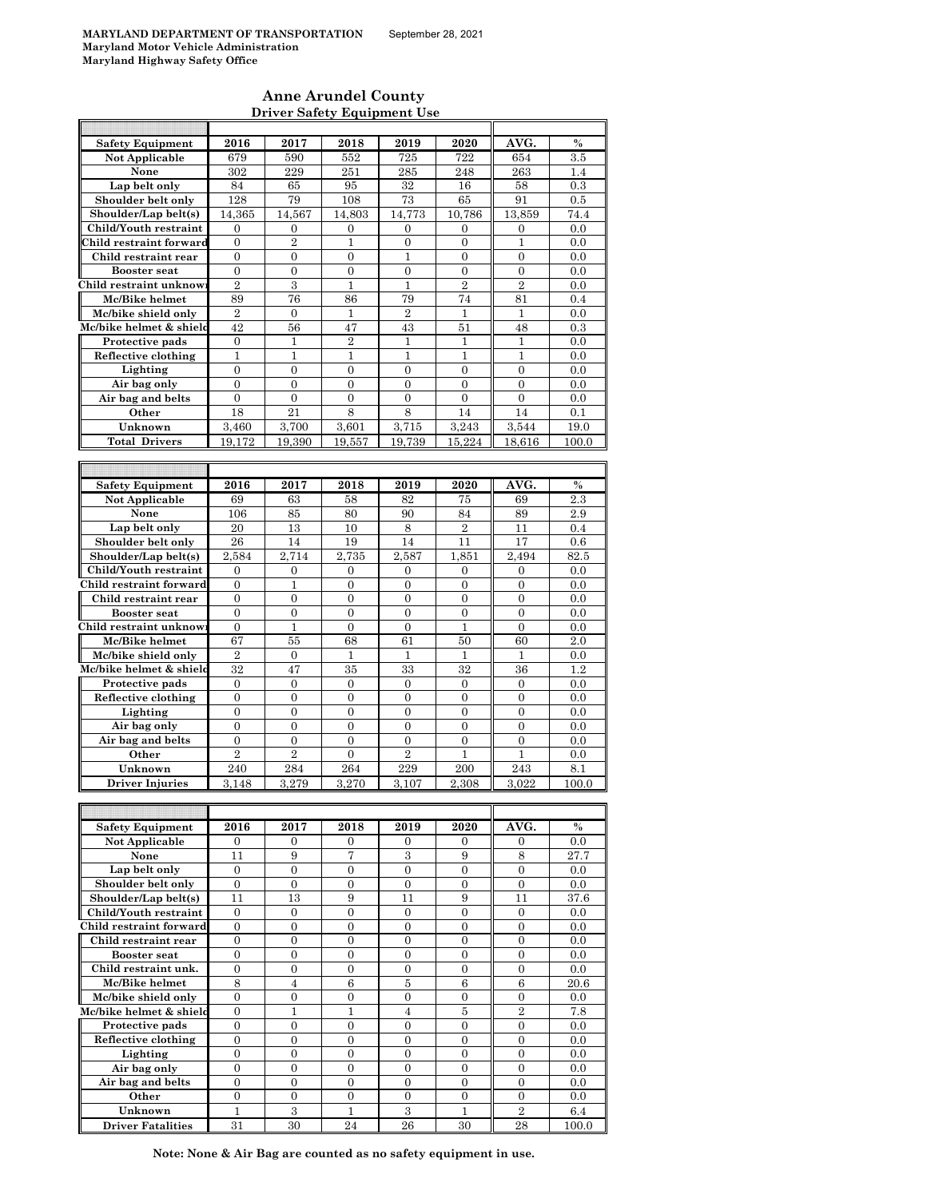**MARYLAND DEPARTMENT OF TRANSPORTATION** September 28, 2021
**Maryland Motor Vehicle Administration**
**Maryland Highway Safety Office**

## Anne Arundel County
### Driver Safety Equipment Use

| Safety Equipment | 2016 | 2017 | 2018 | 2019 | 2020 | AVG. | % |
|---|---|---|---|---|---|---|---|
| Not Applicable | 679 | 590 | 552 | 725 | 722 | 654 | 3.5 |
| None | 302 | 229 | 251 | 285 | 248 | 263 | 1.4 |
| Lap belt only | 84 | 65 | 95 | 32 | 16 | 58 | 0.3 |
| Shoulder belt only | 128 | 79 | 108 | 73 | 65 | 91 | 0.5 |
| Shoulder/Lap belt(s) | 14,365 | 14,567 | 14,803 | 14,773 | 10,786 | 13,859 | 74.4 |
| Child/Youth restraint | 0 | 0 | 0 | 0 | 0 | 0 | 0.0 |
| Child restraint forward | 0 | 2 | 1 | 0 | 0 | 1 | 0.0 |
| Child restraint rear | 0 | 0 | 0 | 1 | 0 | 0 | 0.0 |
| Booster seat | 0 | 0 | 0 | 0 | 0 | 0 | 0.0 |
| Child restraint unknown | 2 | 3 | 1 | 1 | 2 | 2 | 0.0 |
| Mc/Bike helmet | 89 | 76 | 86 | 79 | 74 | 81 | 0.4 |
| Mc/bike shield only | 2 | 0 | 1 | 2 | 1 | 1 | 0.0 |
| Mc/bike helmet & shield | 42 | 56 | 47 | 43 | 51 | 48 | 0.3 |
| Protective pads | 0 | 1 | 2 | 1 | 1 | 1 | 0.0 |
| Reflective clothing | 1 | 1 | 1 | 1 | 1 | 1 | 0.0 |
| Lighting | 0 | 0 | 0 | 0 | 0 | 0 | 0.0 |
| Air bag only | 0 | 0 | 0 | 0 | 0 | 0 | 0.0 |
| Air bag and belts | 0 | 0 | 0 | 0 | 0 | 0 | 0.0 |
| Other | 18 | 21 | 8 | 8 | 14 | 14 | 0.1 |
| Unknown | 3,460 | 3,700 | 3,601 | 3,715 | 3,243 | 3,544 | 19.0 |
| Total Drivers | 19,172 | 19,390 | 19,557 | 19,739 | 15,224 | 18,616 | 100.0 |

| Safety Equipment | 2016 | 2017 | 2018 | 2019 | 2020 | AVG. | % |
|---|---|---|---|---|---|---|---|
| Not Applicable | 69 | 63 | 58 | 82 | 75 | 69 | 2.3 |
| None | 106 | 85 | 80 | 90 | 84 | 89 | 2.9 |
| Lap belt only | 20 | 13 | 10 | 8 | 2 | 11 | 0.4 |
| Shoulder belt only | 26 | 14 | 19 | 14 | 11 | 17 | 0.6 |
| Shoulder/Lap belt(s) | 2,584 | 2,714 | 2,735 | 2,587 | 1,851 | 2,494 | 82.5 |
| Child/Youth restraint | 0 | 0 | 0 | 0 | 0 | 0 | 0.0 |
| Child restraint forward | 0 | 1 | 0 | 0 | 0 | 0 | 0.0 |
| Child restraint rear | 0 | 0 | 0 | 0 | 0 | 0 | 0.0 |
| Booster seat | 0 | 0 | 0 | 0 | 0 | 0 | 0.0 |
| Child restraint unknown | 0 | 1 | 0 | 0 | 1 | 0 | 0.0 |
| Mc/Bike helmet | 67 | 55 | 68 | 61 | 50 | 60 | 2.0 |
| Mc/bike shield only | 2 | 0 | 1 | 1 | 1 | 1 | 0.0 |
| Mc/bike helmet & shield | 32 | 47 | 35 | 33 | 32 | 36 | 1.2 |
| Protective pads | 0 | 0 | 0 | 0 | 0 | 0 | 0.0 |
| Reflective clothing | 0 | 0 | 0 | 0 | 0 | 0 | 0.0 |
| Lighting | 0 | 0 | 0 | 0 | 0 | 0 | 0.0 |
| Air bag only | 0 | 0 | 0 | 0 | 0 | 0 | 0.0 |
| Air bag and belts | 0 | 0 | 0 | 0 | 0 | 0 | 0.0 |
| Other | 2 | 2 | 0 | 2 | 1 | 1 | 0.0 |
| Unknown | 240 | 284 | 264 | 229 | 200 | 243 | 8.1 |
| Driver Injuries | 3,148 | 3,279 | 3,270 | 3,107 | 2,308 | 3,022 | 100.0 |

| Safety Equipment | 2016 | 2017 | 2018 | 2019 | 2020 | AVG. | % |
|---|---|---|---|---|---|---|---|
| Not Applicable | 0 | 0 | 0 | 0 | 0 | 0 | 0.0 |
| None | 11 | 9 | 7 | 3 | 9 | 8 | 27.7 |
| Lap belt only | 0 | 0 | 0 | 0 | 0 | 0 | 0.0 |
| Shoulder belt only | 0 | 0 | 0 | 0 | 0 | 0 | 0.0 |
| Shoulder/Lap belt(s) | 11 | 13 | 9 | 11 | 9 | 11 | 37.6 |
| Child/Youth restraint | 0 | 0 | 0 | 0 | 0 | 0 | 0.0 |
| Child restraint forward | 0 | 0 | 0 | 0 | 0 | 0 | 0.0 |
| Child restraint rear | 0 | 0 | 0 | 0 | 0 | 0 | 0.0 |
| Booster seat | 0 | 0 | 0 | 0 | 0 | 0 | 0.0 |
| Child restraint unk. | 0 | 0 | 0 | 0 | 0 | 0 | 0.0 |
| Mc/Bike helmet | 8 | 4 | 6 | 5 | 6 | 6 | 20.6 |
| Mc/bike shield only | 0 | 0 | 0 | 0 | 0 | 0 | 0.0 |
| Mc/bike helmet & shield | 0 | 1 | 1 | 4 | 5 | 2 | 7.8 |
| Protective pads | 0 | 0 | 0 | 0 | 0 | 0 | 0.0 |
| Reflective clothing | 0 | 0 | 0 | 0 | 0 | 0 | 0.0 |
| Lighting | 0 | 0 | 0 | 0 | 0 | 0 | 0.0 |
| Air bag only | 0 | 0 | 0 | 0 | 0 | 0 | 0.0 |
| Air bag and belts | 0 | 0 | 0 | 0 | 0 | 0 | 0.0 |
| Other | 0 | 0 | 0 | 0 | 0 | 0 | 0.0 |
| Unknown | 1 | 3 | 1 | 3 | 1 | 2 | 6.4 |
| Driver Fatalities | 31 | 30 | 24 | 26 | 30 | 28 | 100.0 |

**Note: None & Air Bag are counted as no safety equipment in use.**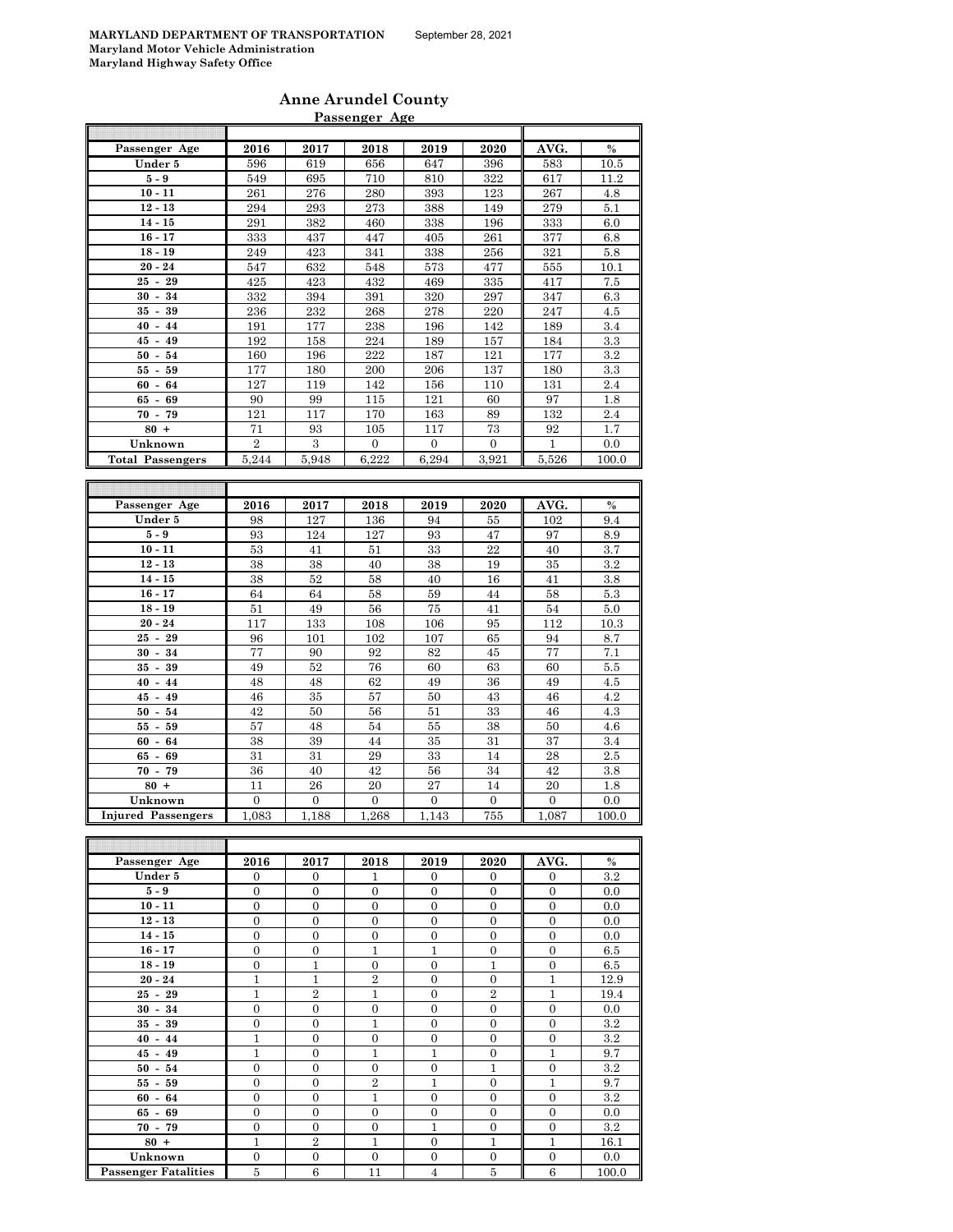**MARYLAND DEPARTMENT OF TRANSPORTATION** September 28, 2021
**Maryland Motor Vehicle Administration**
**Maryland Highway Safety Office**

## Anne Arundel County

### Passenger Age

| Passenger Age | 2016 | 2017 | 2018 | 2019 | 2020 | AVG. | % |
|---|---|---|---|---|---|---|---|
| Under 5 | 596 | 619 | 656 | 647 | 396 | 583 | 10.5 |
| 5 - 9 | 549 | 695 | 710 | 810 | 322 | 617 | 11.2 |
| 10 - 11 | 261 | 276 | 280 | 393 | 123 | 267 | 4.8 |
| 12 - 13 | 294 | 293 | 273 | 388 | 149 | 279 | 5.1 |
| 14 - 15 | 291 | 382 | 460 | 338 | 196 | 333 | 6.0 |
| 16 - 17 | 333 | 437 | 447 | 405 | 261 | 377 | 6.8 |
| 18 - 19 | 249 | 423 | 341 | 338 | 256 | 321 | 5.8 |
| 20 - 24 | 547 | 632 | 548 | 573 | 477 | 555 | 10.1 |
| 25 - 29 | 425 | 423 | 432 | 469 | 335 | 417 | 7.5 |
| 30 - 34 | 332 | 394 | 391 | 320 | 297 | 347 | 6.3 |
| 35 - 39 | 236 | 232 | 268 | 278 | 220 | 247 | 4.5 |
| 40 - 44 | 191 | 177 | 238 | 196 | 142 | 189 | 3.4 |
| 45 - 49 | 192 | 158 | 224 | 189 | 157 | 184 | 3.3 |
| 50 - 54 | 160 | 196 | 222 | 187 | 121 | 177 | 3.2 |
| 55 - 59 | 177 | 180 | 200 | 206 | 137 | 180 | 3.3 |
| 60 - 64 | 127 | 119 | 142 | 156 | 110 | 131 | 2.4 |
| 65 - 69 | 90 | 99 | 115 | 121 | 60 | 97 | 1.8 |
| 70 - 79 | 121 | 117 | 170 | 163 | 89 | 132 | 2.4 |
| 80 + | 71 | 93 | 105 | 117 | 73 | 92 | 1.7 |
| Unknown | 2 | 3 | 0 | 0 | 0 | 1 | 0.0 |
| Total Passengers | 5,244 | 5,948 | 6,222 | 6,294 | 3,921 | 5,526 | 100.0 |

| Passenger Age | 2016 | 2017 | 2018 | 2019 | 2020 | AVG. | % |
|---|---|---|---|---|---|---|---|
| Under 5 | 98 | 127 | 136 | 94 | 55 | 102 | 9.4 |
| 5 - 9 | 93 | 124 | 127 | 93 | 47 | 97 | 8.9 |
| 10 - 11 | 53 | 41 | 51 | 33 | 22 | 40 | 3.7 |
| 12 - 13 | 38 | 38 | 40 | 38 | 19 | 35 | 3.2 |
| 14 - 15 | 38 | 52 | 58 | 40 | 16 | 41 | 3.8 |
| 16 - 17 | 64 | 64 | 58 | 59 | 44 | 58 | 5.3 |
| 18 - 19 | 51 | 49 | 56 | 75 | 41 | 54 | 5.0 |
| 20 - 24 | 117 | 133 | 108 | 106 | 95 | 112 | 10.3 |
| 25 - 29 | 96 | 101 | 102 | 107 | 65 | 94 | 8.7 |
| 30 - 34 | 77 | 90 | 92 | 82 | 45 | 77 | 7.1 |
| 35 - 39 | 49 | 52 | 76 | 60 | 63 | 60 | 5.5 |
| 40 - 44 | 48 | 48 | 62 | 49 | 36 | 49 | 4.5 |
| 45 - 49 | 46 | 35 | 57 | 50 | 43 | 46 | 4.2 |
| 50 - 54 | 42 | 50 | 56 | 51 | 33 | 46 | 4.3 |
| 55 - 59 | 57 | 48 | 54 | 55 | 38 | 50 | 4.6 |
| 60 - 64 | 38 | 39 | 44 | 35 | 31 | 37 | 3.4 |
| 65 - 69 | 31 | 31 | 29 | 33 | 14 | 28 | 2.5 |
| 70 - 79 | 36 | 40 | 42 | 56 | 34 | 42 | 3.8 |
| 80 + | 11 | 26 | 20 | 27 | 14 | 20 | 1.8 |
| Unknown | 0 | 0 | 0 | 0 | 0 | 0 | 0.0 |
| Injured Passengers | 1,083 | 1,188 | 1,268 | 1,143 | 755 | 1,087 | 100.0 |

| Passenger Age | 2016 | 2017 | 2018 | 2019 | 2020 | AVG. | % |
|---|---|---|---|---|---|---|---|
| Under 5 | 0 | 0 | 1 | 0 | 0 | 0 | 3.2 |
| 5 - 9 | 0 | 0 | 0 | 0 | 0 | 0 | 0.0 |
| 10 - 11 | 0 | 0 | 0 | 0 | 0 | 0 | 0.0 |
| 12 - 13 | 0 | 0 | 0 | 0 | 0 | 0 | 0.0 |
| 14 - 15 | 0 | 0 | 0 | 0 | 0 | 0 | 0.0 |
| 16 - 17 | 0 | 0 | 1 | 1 | 0 | 0 | 6.5 |
| 18 - 19 | 0 | 1 | 0 | 0 | 1 | 0 | 6.5 |
| 20 - 24 | 1 | 1 | 2 | 0 | 0 | 1 | 12.9 |
| 25 - 29 | 1 | 2 | 1 | 0 | 2 | 1 | 19.4 |
| 30 - 34 | 0 | 0 | 0 | 0 | 0 | 0 | 0.0 |
| 35 - 39 | 0 | 0 | 1 | 0 | 0 | 0 | 3.2 |
| 40 - 44 | 1 | 0 | 0 | 0 | 0 | 0 | 3.2 |
| 45 - 49 | 1 | 0 | 1 | 1 | 0 | 1 | 9.7 |
| 50 - 54 | 0 | 0 | 0 | 0 | 1 | 0 | 3.2 |
| 55 - 59 | 0 | 0 | 2 | 1 | 0 | 1 | 9.7 |
| 60 - 64 | 0 | 0 | 1 | 0 | 0 | 0 | 3.2 |
| 65 - 69 | 0 | 0 | 0 | 0 | 0 | 0 | 0.0 |
| 70 - 79 | 0 | 0 | 0 | 1 | 0 | 0 | 3.2 |
| 80 + | 1 | 2 | 1 | 0 | 1 | 1 | 16.1 |
| Unknown | 0 | 0 | 0 | 0 | 0 | 0 | 0.0 |
| Passenger Fatalities | 5 | 6 | 11 | 4 | 5 | 6 | 100.0 |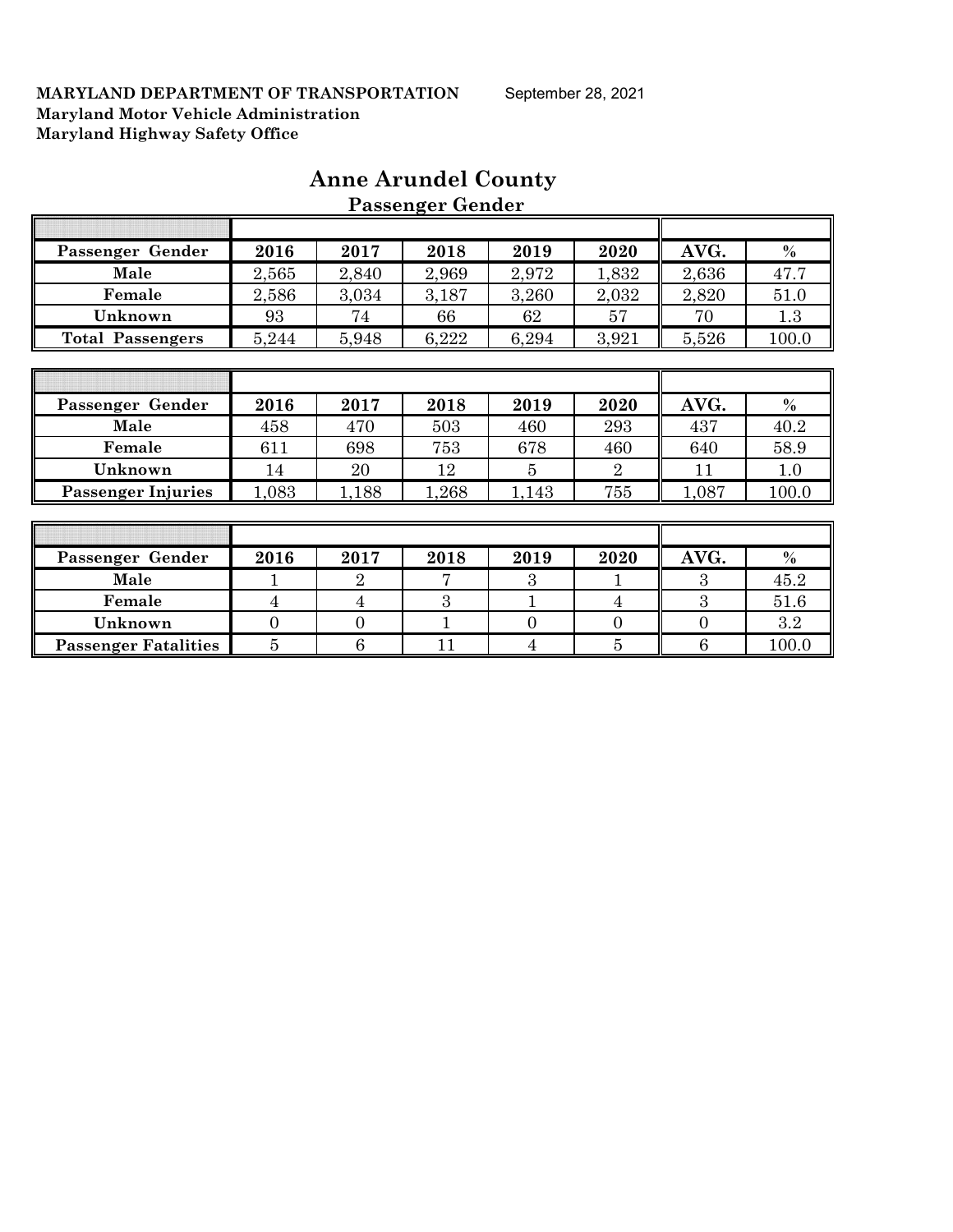**MARYLAND DEPARTMENT OF TRANSPORTATION** September 28, 2021
**Maryland Motor Vehicle Administration**
**Maryland Highway Safety Office**

# Anne Arundel County

## Passenger Gender

| Passenger Gender | 2016 | 2017 | 2018 | 2019 | 2020 | AVG. | % |
|---|---|---|---|---|---|---|---|
| Male | 2,565 | 2,840 | 2,969 | 2,972 | 1,832 | 2,636 | 47.7 |
| Female | 2,586 | 3,034 | 3,187 | 3,260 | 2,032 | 2,820 | 51.0 |
| Unknown | 93 | 74 | 66 | 62 | 57 | 70 | 1.3 |
| Total Passengers | 5,244 | 5,948 | 6,222 | 6,294 | 3,921 | 5,526 | 100.0 |

| Passenger Gender | 2016 | 2017 | 2018 | 2019 | 2020 | AVG. | % |
|---|---|---|---|---|---|---|---|
| Male | 458 | 470 | 503 | 460 | 293 | 437 | 40.2 |
| Female | 611 | 698 | 753 | 678 | 460 | 640 | 58.9 |
| Unknown | 14 | 20 | 12 | 5 | 2 | 11 | 1.0 |
| Passenger Injuries | 1,083 | 1,188 | 1,268 | 1,143 | 755 | 1,087 | 100.0 |

| Passenger Gender | 2016 | 2017 | 2018 | 2019 | 2020 | AVG. | % |
|---|---|---|---|---|---|---|---|
| Male | 1 | 2 | 7 | 3 | 1 | 3 | 45.2 |
| Female | 4 | 4 | 3 | 1 | 4 | 3 | 51.6 |
| Unknown | 0 | 0 | 1 | 0 | 0 | 0 | 3.2 |
| Passenger Fatalities | 5 | 6 | 11 | 4 | 5 | 6 | 100.0 |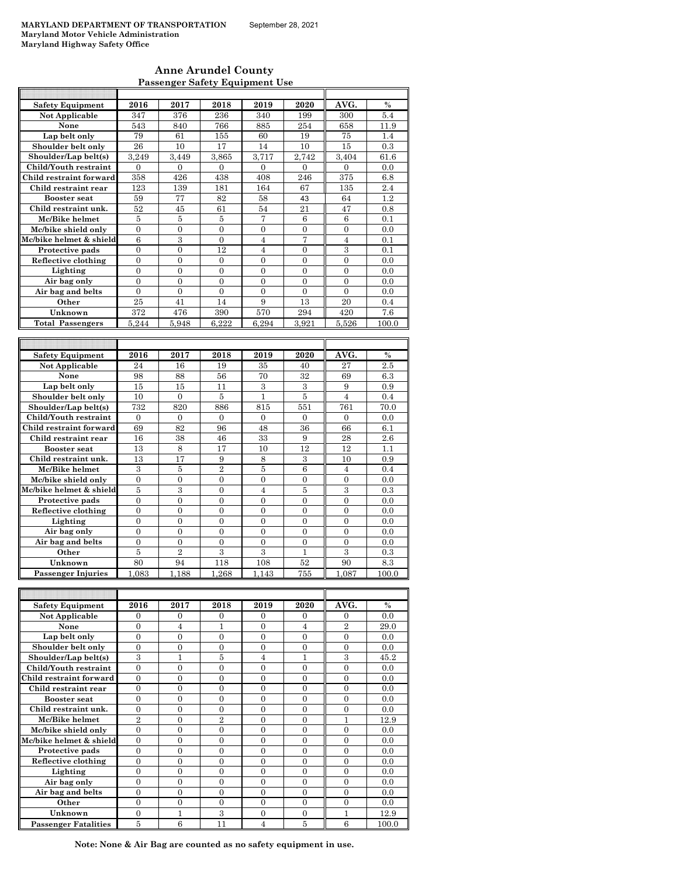**MARYLAND DEPARTMENT OF TRANSPORTATION** September 28, 2021
**Maryland Motor Vehicle Administration**
**Maryland Highway Safety Office**

## Anne Arundel County

### Passenger Safety Equipment Use

| Safety Equipment | 2016 | 2017 | 2018 | 2019 | 2020 | AVG. | % |
|---|---|---|---|---|---|---|---|
| Not Applicable | 347 | 376 | 236 | 340 | 199 | 300 | 5.4 |
| None | 543 | 840 | 766 | 885 | 254 | 658 | 11.9 |
| Lap belt only | 79 | 61 | 155 | 60 | 19 | 75 | 1.4 |
| Shoulder belt only | 26 | 10 | 17 | 14 | 10 | 15 | 0.3 |
| Shoulder/Lap belt(s) | 3,249 | 3,449 | 3,865 | 3,717 | 2,742 | 3,404 | 61.6 |
| Child/Youth restraint | 0 | 0 | 0 | 0 | 0 | 0 | 0.0 |
| Child restraint forward | 358 | 426 | 438 | 408 | 246 | 375 | 6.8 |
| Child restraint rear | 123 | 139 | 181 | 164 | 67 | 135 | 2.4 |
| Booster seat | 59 | 77 | 82 | 58 | 43 | 64 | 1.2 |
| Child restraint unk. | 52 | 45 | 61 | 54 | 21 | 47 | 0.8 |
| Mc/Bike helmet | 5 | 5 | 5 | 7 | 6 | 6 | 0.1 |
| Mc/bike shield only | 0 | 0 | 0 | 0 | 0 | 0 | 0.0 |
| Mc/bike helmet & shield | 6 | 3 | 0 | 4 | 7 | 4 | 0.1 |
| Protective pads | 0 | 0 | 12 | 4 | 0 | 3 | 0.1 |
| Reflective clothing | 0 | 0 | 0 | 0 | 0 | 0 | 0.0 |
| Lighting | 0 | 0 | 0 | 0 | 0 | 0 | 0.0 |
| Air bag only | 0 | 0 | 0 | 0 | 0 | 0 | 0.0 |
| Air bag and belts | 0 | 0 | 0 | 0 | 0 | 0 | 0.0 |
| Other | 25 | 41 | 14 | 9 | 13 | 20 | 0.4 |
| Unknown | 372 | 476 | 390 | 570 | 294 | 420 | 7.6 |
| Total Passengers | 5,244 | 5,948 | 6,222 | 6,294 | 3,921 | 5,526 | 100.0 |

| Safety Equipment | 2016 | 2017 | 2018 | 2019 | 2020 | AVG. | % |
|---|---|---|---|---|---|---|---|
| Not Applicable | 24 | 16 | 19 | 35 | 40 | 27 | 2.5 |
| None | 98 | 88 | 56 | 70 | 32 | 69 | 6.3 |
| Lap belt only | 15 | 15 | 11 | 3 | 3 | 9 | 0.9 |
| Shoulder belt only | 10 | 0 | 5 | 1 | 5 | 4 | 0.4 |
| Shoulder/Lap belt(s) | 732 | 820 | 886 | 815 | 551 | 761 | 70.0 |
| Child/Youth restraint | 0 | 0 | 0 | 0 | 0 | 0 | 0.0 |
| Child restraint forward | 69 | 82 | 96 | 48 | 36 | 66 | 6.1 |
| Child restraint rear | 16 | 38 | 46 | 33 | 9 | 28 | 2.6 |
| Booster seat | 13 | 8 | 17 | 10 | 12 | 12 | 1.1 |
| Child restraint unk. | 13 | 17 | 9 | 8 | 3 | 10 | 0.9 |
| Mc/Bike helmet | 3 | 5 | 2 | 5 | 6 | 4 | 0.4 |
| Mc/bike shield only | 0 | 0 | 0 | 0 | 0 | 0 | 0.0 |
| Mc/bike helmet & shield | 5 | 3 | 0 | 4 | 5 | 3 | 0.3 |
| Protective pads | 0 | 0 | 0 | 0 | 0 | 0 | 0.0 |
| Reflective clothing | 0 | 0 | 0 | 0 | 0 | 0 | 0.0 |
| Lighting | 0 | 0 | 0 | 0 | 0 | 0 | 0.0 |
| Air bag only | 0 | 0 | 0 | 0 | 0 | 0 | 0.0 |
| Air bag and belts | 0 | 0 | 0 | 0 | 0 | 0 | 0.0 |
| Other | 5 | 2 | 3 | 3 | 1 | 3 | 0.3 |
| Unknown | 80 | 94 | 118 | 108 | 52 | 90 | 8.3 |
| Passenger Injuries | 1,083 | 1,188 | 1,268 | 1,143 | 755 | 1,087 | 100.0 |

| Safety Equipment | 2016 | 2017 | 2018 | 2019 | 2020 | AVG. | % |
|---|---|---|---|---|---|---|---|
| Not Applicable | 0 | 0 | 0 | 0 | 0 | 0 | 0.0 |
| None | 0 | 4 | 1 | 0 | 4 | 2 | 29.0 |
| Lap belt only | 0 | 0 | 0 | 0 | 0 | 0 | 0.0 |
| Shoulder belt only | 0 | 0 | 0 | 0 | 0 | 0 | 0.0 |
| Shoulder/Lap belt(s) | 3 | 1 | 5 | 4 | 1 | 3 | 45.2 |
| Child/Youth restraint | 0 | 0 | 0 | 0 | 0 | 0 | 0.0 |
| Child restraint forward | 0 | 0 | 0 | 0 | 0 | 0 | 0.0 |
| Child restraint rear | 0 | 0 | 0 | 0 | 0 | 0 | 0.0 |
| Booster seat | 0 | 0 | 0 | 0 | 0 | 0 | 0.0 |
| Child restraint unk. | 0 | 0 | 0 | 0 | 0 | 0 | 0.0 |
| Mc/Bike helmet | 2 | 0 | 2 | 0 | 0 | 1 | 12.9 |
| Mc/bike shield only | 0 | 0 | 0 | 0 | 0 | 0 | 0.0 |
| Mc/bike helmet & shield | 0 | 0 | 0 | 0 | 0 | 0 | 0.0 |
| Protective pads | 0 | 0 | 0 | 0 | 0 | 0 | 0.0 |
| Reflective clothing | 0 | 0 | 0 | 0 | 0 | 0 | 0.0 |
| Lighting | 0 | 0 | 0 | 0 | 0 | 0 | 0.0 |
| Air bag only | 0 | 0 | 0 | 0 | 0 | 0 | 0.0 |
| Air bag and belts | 0 | 0 | 0 | 0 | 0 | 0 | 0.0 |
| Other | 0 | 0 | 0 | 0 | 0 | 0 | 0.0 |
| Unknown | 0 | 1 | 3 | 0 | 0 | 1 | 12.9 |
| Passenger Fatalities | 5 | 6 | 11 | 4 | 5 | 6 | 100.0 |

**Note: None & Air Bag are counted as no safety equipment in use.**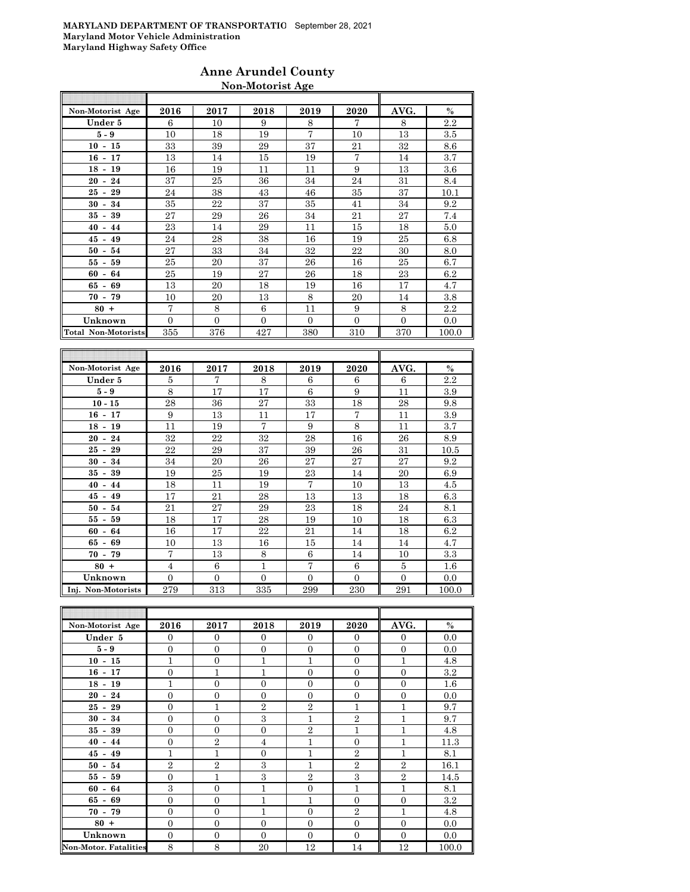**MARYLAND DEPARTMENT OF TRANSPORTATIO** September 28, 2021
**Maryland Motor Vehicle Administration**
**Maryland Highway Safety Office**

## Anne Arundel County

### Non-Motorist Age

| Non-Motorist Age | 2016 | 2017 | 2018 | 2019 | 2020 | AVG. | % |
|---|---|---|---|---|---|---|---|
| Under 5 | 6 | 10 | 9 | 8 | 7 | 8 | 2.2 |
| 5 - 9 | 10 | 18 | 19 | 7 | 10 | 13 | 3.5 |
| 10 - 15 | 33 | 39 | 29 | 37 | 21 | 32 | 8.6 |
| 16 - 17 | 13 | 14 | 15 | 19 | 7 | 14 | 3.7 |
| 18 - 19 | 16 | 19 | 11 | 11 | 9 | 13 | 3.6 |
| 20 - 24 | 37 | 25 | 36 | 34 | 24 | 31 | 8.4 |
| 25 - 29 | 24 | 38 | 43 | 46 | 35 | 37 | 10.1 |
| 30 - 34 | 35 | 22 | 37 | 35 | 41 | 34 | 9.2 |
| 35 - 39 | 27 | 29 | 26 | 34 | 21 | 27 | 7.4 |
| 40 - 44 | 23 | 14 | 29 | 11 | 15 | 18 | 5.0 |
| 45 - 49 | 24 | 28 | 38 | 16 | 19 | 25 | 6.8 |
| 50 - 54 | 27 | 33 | 34 | 32 | 22 | 30 | 8.0 |
| 55 - 59 | 25 | 20 | 37 | 26 | 16 | 25 | 6.7 |
| 60 - 64 | 25 | 19 | 27 | 26 | 18 | 23 | 6.2 |
| 65 - 69 | 13 | 20 | 18 | 19 | 16 | 17 | 4.7 |
| 70 - 79 | 10 | 20 | 13 | 8 | 20 | 14 | 3.8 |
| 80 + | 7 | 8 | 6 | 11 | 9 | 8 | 2.2 |
| Unknown | 0 | 0 | 0 | 0 | 0 | 0 | 0.0 |
| Total Non-Motorists | 355 | 376 | 427 | 380 | 310 | 370 | 100.0 |

| Non-Motorist Age | 2016 | 2017 | 2018 | 2019 | 2020 | AVG. | % |
|---|---|---|---|---|---|---|---|
| Under 5 | 5 | 7 | 8 | 6 | 6 | 6 | 2.2 |
| 5 - 9 | 8 | 17 | 17 | 6 | 9 | 11 | 3.9 |
| 10 - 15 | 28 | 36 | 27 | 33 | 18 | 28 | 9.8 |
| 16 - 17 | 9 | 13 | 11 | 17 | 7 | 11 | 3.9 |
| 18 - 19 | 11 | 19 | 7 | 9 | 8 | 11 | 3.7 |
| 20 - 24 | 32 | 22 | 32 | 28 | 16 | 26 | 8.9 |
| 25 - 29 | 22 | 29 | 37 | 39 | 26 | 31 | 10.5 |
| 30 - 34 | 34 | 20 | 26 | 27 | 27 | 27 | 9.2 |
| 35 - 39 | 19 | 25 | 19 | 23 | 14 | 20 | 6.9 |
| 40 - 44 | 18 | 11 | 19 | 7 | 10 | 13 | 4.5 |
| 45 - 49 | 17 | 21 | 28 | 13 | 13 | 18 | 6.3 |
| 50 - 54 | 21 | 27 | 29 | 23 | 18 | 24 | 8.1 |
| 55 - 59 | 18 | 17 | 28 | 19 | 10 | 18 | 6.3 |
| 60 - 64 | 16 | 17 | 22 | 21 | 14 | 18 | 6.2 |
| 65 - 69 | 10 | 13 | 16 | 15 | 14 | 14 | 4.7 |
| 70 - 79 | 7 | 13 | 8 | 6 | 14 | 10 | 3.3 |
| 80 + | 4 | 6 | 1 | 7 | 6 | 5 | 1.6 |
| Unknown | 0 | 0 | 0 | 0 | 0 | 0 | 0.0 |
| Inj. Non-Motorists | 279 | 313 | 335 | 299 | 230 | 291 | 100.0 |

| Non-Motorist Age | 2016 | 2017 | 2018 | 2019 | 2020 | AVG. | % |
|---|---|---|---|---|---|---|---|
| Under 5 | 0 | 0 | 0 | 0 | 0 | 0 | 0.0 |
| 5 - 9 | 0 | 0 | 0 | 0 | 0 | 0 | 0.0 |
| 10 - 15 | 1 | 0 | 1 | 1 | 0 | 1 | 4.8 |
| 16 - 17 | 0 | 1 | 1 | 0 | 0 | 0 | 3.2 |
| 18 - 19 | 1 | 0 | 0 | 0 | 0 | 0 | 1.6 |
| 20 - 24 | 0 | 0 | 0 | 0 | 0 | 0 | 0.0 |
| 25 - 29 | 0 | 1 | 2 | 2 | 1 | 1 | 9.7 |
| 30 - 34 | 0 | 0 | 3 | 1 | 2 | 1 | 9.7 |
| 35 - 39 | 0 | 0 | 0 | 2 | 1 | 1 | 4.8 |
| 40 - 44 | 0 | 2 | 4 | 1 | 0 | 1 | 11.3 |
| 45 - 49 | 1 | 1 | 0 | 1 | 2 | 1 | 8.1 |
| 50 - 54 | 2 | 2 | 3 | 1 | 2 | 2 | 16.1 |
| 55 - 59 | 0 | 1 | 3 | 2 | 3 | 2 | 14.5 |
| 60 - 64 | 3 | 0 | 1 | 0 | 1 | 1 | 8.1 |
| 65 - 69 | 0 | 0 | 1 | 1 | 0 | 0 | 3.2 |
| 70 - 79 | 0 | 0 | 1 | 0 | 2 | 1 | 4.8 |
| 80 + | 0 | 0 | 0 | 0 | 0 | 0 | 0.0 |
| Unknown | 0 | 0 | 0 | 0 | 0 | 0 | 0.0 |
| Non-Motor. Fatalities | 8 | 8 | 20 | 12 | 14 | 12 | 100.0 |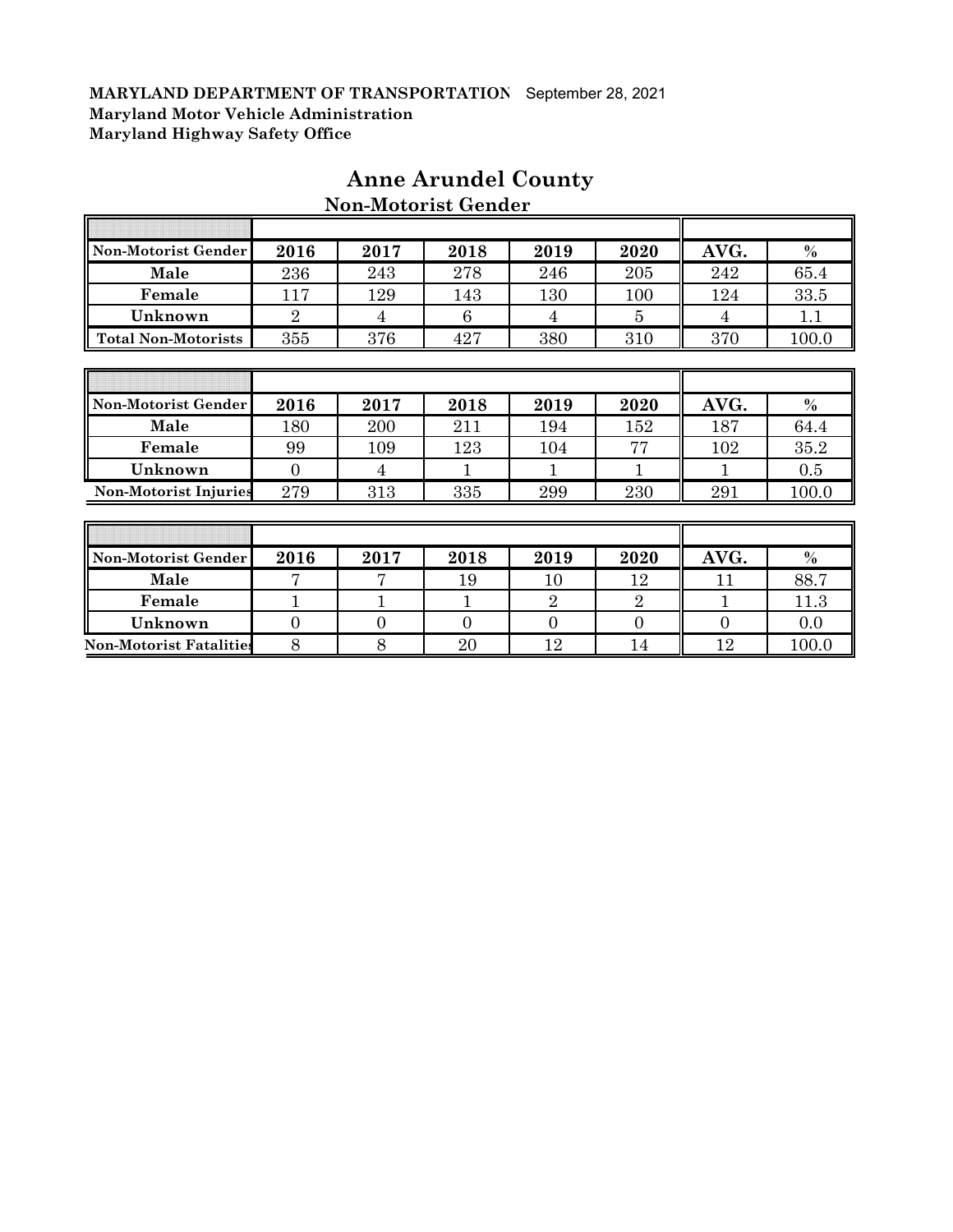**MARYLAND DEPARTMENT OF TRANSPORTATION** September 28, 2021
**Maryland Motor Vehicle Administration**
**Maryland Highway Safety Office**

# Anne Arundel County

## Non-Motorist Gender

| Non-Motorist Gender | 2016 | 2017 | 2018 | 2019 | 2020 | AVG. | % |
|---|---|---|---|---|---|---|---|
| Male | 236 | 243 | 278 | 246 | 205 | 242 | 65.4 |
| Female | 117 | 129 | 143 | 130 | 100 | 124 | 33.5 |
| Unknown | 2 | 4 | 6 | 4 | 5 | 4 | 1.1 |
| Total Non-Motorists | 355 | 376 | 427 | 380 | 310 | 370 | 100.0 |

| Non-Motorist Gender | 2016 | 2017 | 2018 | 2019 | 2020 | AVG. | % |
|---|---|---|---|---|---|---|---|
| Male | 180 | 200 | 211 | 194 | 152 | 187 | 64.4 |
| Female | 99 | 109 | 123 | 104 | 77 | 102 | 35.2 |
| Unknown | 0 | 4 | 1 | 1 | 1 | 1 | 0.5 |
| Non-Motorist Injuries | 279 | 313 | 335 | 299 | 230 | 291 | 100.0 |

| Non-Motorist Gender | 2016 | 2017 | 2018 | 2019 | 2020 | AVG. | % |
|---|---|---|---|---|---|---|---|
| Male | 7 | 7 | 19 | 10 | 12 | 11 | 88.7 |
| Female | 1 | 1 | 1 | 2 | 2 | 1 | 11.3 |
| Unknown | 0 | 0 | 0 | 0 | 0 | 0 | 0.0 |
| Non-Motorist Fatalities | 8 | 8 | 20 | 12 | 14 | 12 | 100.0 |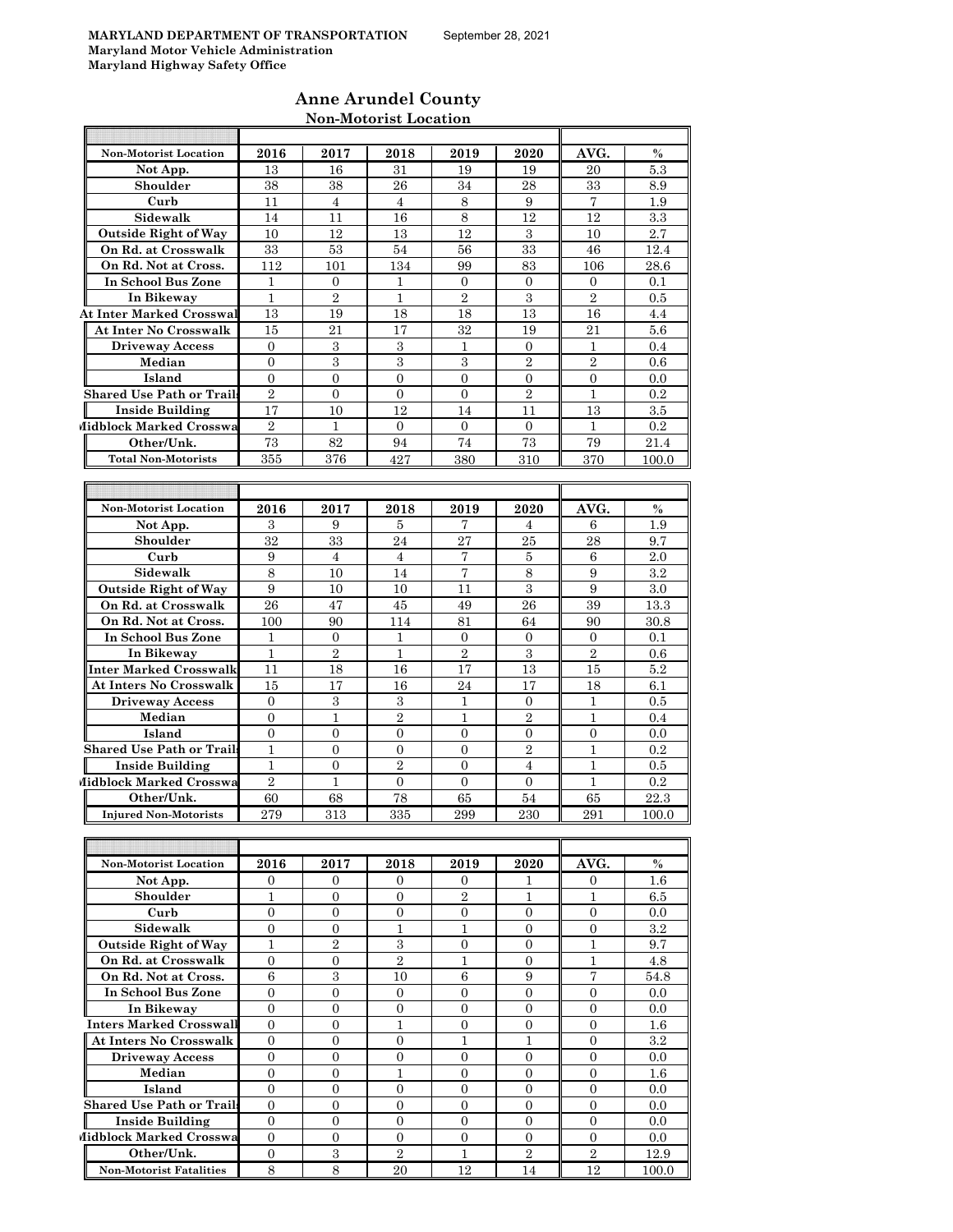MARYLAND DEPARTMENT OF TRANSPORTATION September 28, 2021
Maryland Motor Vehicle Administration
Maryland Highway Safety Office

# Anne Arundel County

## Non-Motorist Location

| Non-Motorist Location | 2016 | 2017 | 2018 | 2019 | 2020 | AVG. | % |
|---|---|---|---|---|---|---|---|
| Not App. | 13 | 16 | 31 | 19 | 19 | 20 | 5.3 |
| Shoulder | 38 | 38 | 26 | 34 | 28 | 33 | 8.9 |
| Curb | 11 | 4 | 4 | 8 | 9 | 7 | 1.9 |
| Sidewalk | 14 | 11 | 16 | 8 | 12 | 12 | 3.3 |
| Outside Right of Way | 10 | 12 | 13 | 12 | 3 | 10 | 2.7 |
| On Rd. at Crosswalk | 33 | 53 | 54 | 56 | 33 | 46 | 12.4 |
| On Rd. Not at Cross. | 112 | 101 | 134 | 99 | 83 | 106 | 28.6 |
| In School Bus Zone | 1 | 0 | 1 | 0 | 0 | 0 | 0.1 |
| In Bikeway | 1 | 2 | 1 | 2 | 3 | 2 | 0.5 |
| At Inter Marked Crosswal | 13 | 19 | 18 | 18 | 13 | 16 | 4.4 |
| At Inter No Crosswalk | 15 | 21 | 17 | 32 | 19 | 21 | 5.6 |
| Driveway Access | 0 | 3 | 3 | 1 | 0 | 1 | 0.4 |
| Median | 0 | 3 | 3 | 3 | 2 | 2 | 0.6 |
| Island | 0 | 0 | 0 | 0 | 0 | 0 | 0.0 |
| Shared Use Path or Trails | 2 | 0 | 0 | 0 | 2 | 1 | 0.2 |
| Inside Building | 17 | 10 | 12 | 14 | 11 | 13 | 3.5 |
| Midblock Marked Crosswa | 2 | 1 | 0 | 0 | 0 | 1 | 0.2 |
| Other/Unk. | 73 | 82 | 94 | 74 | 73 | 79 | 21.4 |
| Total Non-Motorists | 355 | 376 | 427 | 380 | 310 | 370 | 100.0 |

| Non-Motorist Location | 2016 | 2017 | 2018 | 2019 | 2020 | AVG. | % |
|---|---|---|---|---|---|---|---|
| Not App. | 3 | 9 | 5 | 7 | 4 | 6 | 1.9 |
| Shoulder | 32 | 33 | 24 | 27 | 25 | 28 | 9.7 |
| Curb | 9 | 4 | 4 | 7 | 5 | 6 | 2.0 |
| Sidewalk | 8 | 10 | 14 | 7 | 8 | 9 | 3.2 |
| Outside Right of Way | 9 | 10 | 10 | 11 | 3 | 9 | 3.0 |
| On Rd. at Crosswalk | 26 | 47 | 45 | 49 | 26 | 39 | 13.3 |
| On Rd. Not at Cross. | 100 | 90 | 114 | 81 | 64 | 90 | 30.8 |
| In School Bus Zone | 1 | 0 | 1 | 0 | 0 | 0 | 0.1 |
| In Bikeway | 1 | 2 | 1 | 2 | 3 | 2 | 0.6 |
| Inter Marked Crosswalk | 11 | 18 | 16 | 17 | 13 | 15 | 5.2 |
| At Inters No Crosswalk | 15 | 17 | 16 | 24 | 17 | 18 | 6.1 |
| Driveway Access | 0 | 3 | 3 | 1 | 0 | 1 | 0.5 |
| Median | 0 | 1 | 2 | 1 | 2 | 1 | 0.4 |
| Island | 0 | 0 | 0 | 0 | 0 | 0 | 0.0 |
| Shared Use Path or Trails | 1 | 0 | 0 | 0 | 2 | 1 | 0.2 |
| Inside Building | 1 | 0 | 2 | 0 | 4 | 1 | 0.5 |
| Midblock Marked Crosswa | 2 | 1 | 0 | 0 | 0 | 1 | 0.2 |
| Other/Unk. | 60 | 68 | 78 | 65 | 54 | 65 | 22.3 |
| Injured Non-Motorists | 279 | 313 | 335 | 299 | 230 | 291 | 100.0 |

| Non-Motorist Location | 2016 | 2017 | 2018 | 2019 | 2020 | AVG. | % |
|---|---|---|---|---|---|---|---|
| Not App. | 0 | 0 | 0 | 0 | 1 | 0 | 1.6 |
| Shoulder | 1 | 0 | 0 | 2 | 1 | 1 | 6.5 |
| Curb | 0 | 0 | 0 | 0 | 0 | 0 | 0.0 |
| Sidewalk | 0 | 0 | 1 | 1 | 0 | 0 | 3.2 |
| Outside Right of Way | 1 | 2 | 3 | 0 | 0 | 1 | 9.7 |
| On Rd. at Crosswalk | 0 | 0 | 2 | 1 | 0 | 1 | 4.8 |
| On Rd. Not at Cross. | 6 | 3 | 10 | 6 | 9 | 7 | 54.8 |
| In School Bus Zone | 0 | 0 | 0 | 0 | 0 | 0 | 0.0 |
| In Bikeway | 0 | 0 | 0 | 0 | 0 | 0 | 0.0 |
| Inters Marked Crosswall | 0 | 0 | 1 | 0 | 0 | 0 | 1.6 |
| At Inters No Crosswalk | 0 | 0 | 0 | 1 | 1 | 0 | 3.2 |
| Driveway Access | 0 | 0 | 0 | 0 | 0 | 0 | 0.0 |
| Median | 0 | 0 | 1 | 0 | 0 | 0 | 1.6 |
| Island | 0 | 0 | 0 | 0 | 0 | 0 | 0.0 |
| Shared Use Path or Trails | 0 | 0 | 0 | 0 | 0 | 0 | 0.0 |
| Inside Building | 0 | 0 | 0 | 0 | 0 | 0 | 0.0 |
| Midblock Marked Crosswa | 0 | 0 | 0 | 0 | 0 | 0 | 0.0 |
| Other/Unk. | 0 | 3 | 2 | 1 | 2 | 2 | 12.9 |
| Non-Motorist Fatalities | 8 | 8 | 20 | 12 | 14 | 12 | 100.0 |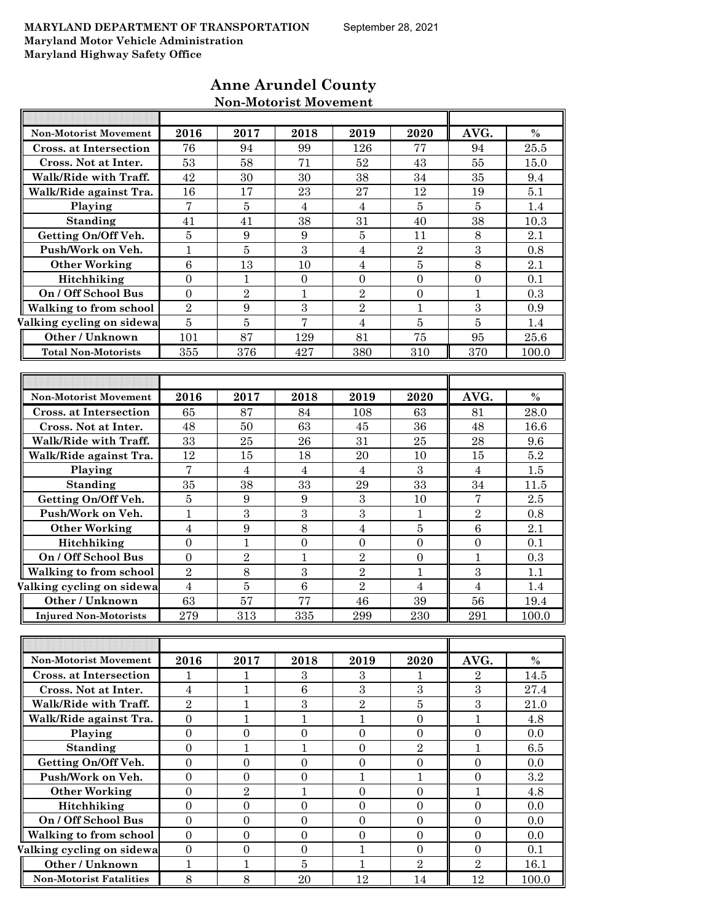**MARYLAND DEPARTMENT OF TRANSPORTATION** September 28, 2021
**Maryland Motor Vehicle Administration**
**Maryland Highway Safety Office**

# Anne Arundel County

## Non-Motorist Movement

| Non-Motorist Movement | 2016 | 2017 | 2018 | 2019 | 2020 | AVG. | % |
|---|---|---|---|---|---|---|---|
| Cross. at Intersection | 76 | 94 | 99 | 126 | 77 | 94 | 25.5 |
| Cross. Not at Inter. | 53 | 58 | 71 | 52 | 43 | 55 | 15.0 |
| Walk/Ride with Traff. | 42 | 30 | 30 | 38 | 34 | 35 | 9.4 |
| Walk/Ride against Tra. | 16 | 17 | 23 | 27 | 12 | 19 | 5.1 |
| Playing | 7 | 5 | 4 | 4 | 5 | 5 | 1.4 |
| Standing | 41 | 41 | 38 | 31 | 40 | 38 | 10.3 |
| Getting On/Off Veh. | 5 | 9 | 9 | 5 | 11 | 8 | 2.1 |
| Push/Work on Veh. | 1 | 5 | 3 | 4 | 2 | 3 | 0.8 |
| Other Working | 6 | 13 | 10 | 4 | 5 | 8 | 2.1 |
| Hitchhiking | 0 | 1 | 0 | 0 | 0 | 0 | 0.1 |
| On / Off School Bus | 0 | 2 | 1 | 2 | 0 | 1 | 0.3 |
| Walking to from school | 2 | 9 | 3 | 2 | 1 | 3 | 0.9 |
| Walking cycling on sidewa | 5 | 5 | 7 | 4 | 5 | 5 | 1.4 |
| Other / Unknown | 101 | 87 | 129 | 81 | 75 | 95 | 25.6 |
| Total Non-Motorists | 355 | 376 | 427 | 380 | 310 | 370 | 100.0 |

| Non-Motorist Movement | 2016 | 2017 | 2018 | 2019 | 2020 | AVG. | % |
|---|---|---|---|---|---|---|---|
| Cross. at Intersection | 65 | 87 | 84 | 108 | 63 | 81 | 28.0 |
| Cross. Not at Inter. | 48 | 50 | 63 | 45 | 36 | 48 | 16.6 |
| Walk/Ride with Traff. | 33 | 25 | 26 | 31 | 25 | 28 | 9.6 |
| Walk/Ride against Tra. | 12 | 15 | 18 | 20 | 10 | 15 | 5.2 |
| Playing | 7 | 4 | 4 | 4 | 3 | 4 | 1.5 |
| Standing | 35 | 38 | 33 | 29 | 33 | 34 | 11.5 |
| Getting On/Off Veh. | 5 | 9 | 9 | 3 | 10 | 7 | 2.5 |
| Push/Work on Veh. | 1 | 3 | 3 | 3 | 1 | 2 | 0.8 |
| Other Working | 4 | 9 | 8 | 4 | 5 | 6 | 2.1 |
| Hitchhiking | 0 | 1 | 0 | 0 | 0 | 0 | 0.1 |
| On / Off School Bus | 0 | 2 | 1 | 2 | 0 | 1 | 0.3 |
| Walking to from school | 2 | 8 | 3 | 2 | 1 | 3 | 1.1 |
| Walking cycling on sidewa | 4 | 5 | 6 | 2 | 4 | 4 | 1.4 |
| Other / Unknown | 63 | 57 | 77 | 46 | 39 | 56 | 19.4 |
| Injured Non-Motorists | 279 | 313 | 335 | 299 | 230 | 291 | 100.0 |

| Non-Motorist Movement | 2016 | 2017 | 2018 | 2019 | 2020 | AVG. | % |
|---|---|---|---|---|---|---|---|
| Cross. at Intersection | 1 | 1 | 3 | 3 | 1 | 2 | 14.5 |
| Cross. Not at Inter. | 4 | 1 | 6 | 3 | 3 | 3 | 27.4 |
| Walk/Ride with Traff. | 2 | 1 | 3 | 2 | 5 | 3 | 21.0 |
| Walk/Ride against Tra. | 0 | 1 | 1 | 1 | 0 | 1 | 4.8 |
| Playing | 0 | 0 | 0 | 0 | 0 | 0 | 0.0 |
| Standing | 0 | 1 | 1 | 0 | 2 | 1 | 6.5 |
| Getting On/Off Veh. | 0 | 0 | 0 | 0 | 0 | 0 | 0.0 |
| Push/Work on Veh. | 0 | 0 | 0 | 1 | 1 | 0 | 3.2 |
| Other Working | 0 | 2 | 1 | 0 | 0 | 1 | 4.8 |
| Hitchhiking | 0 | 0 | 0 | 0 | 0 | 0 | 0.0 |
| On / Off School Bus | 0 | 0 | 0 | 0 | 0 | 0 | 0.0 |
| Walking to from school | 0 | 0 | 0 | 0 | 0 | 0 | 0.0 |
| Walking cycling on sidewa | 0 | 0 | 0 | 1 | 0 | 0 | 0.1 |
| Other / Unknown | 1 | 1 | 5 | 1 | 2 | 2 | 16.1 |
| Non-Motorist Fatalities | 8 | 8 | 20 | 12 | 14 | 12 | 100.0 |